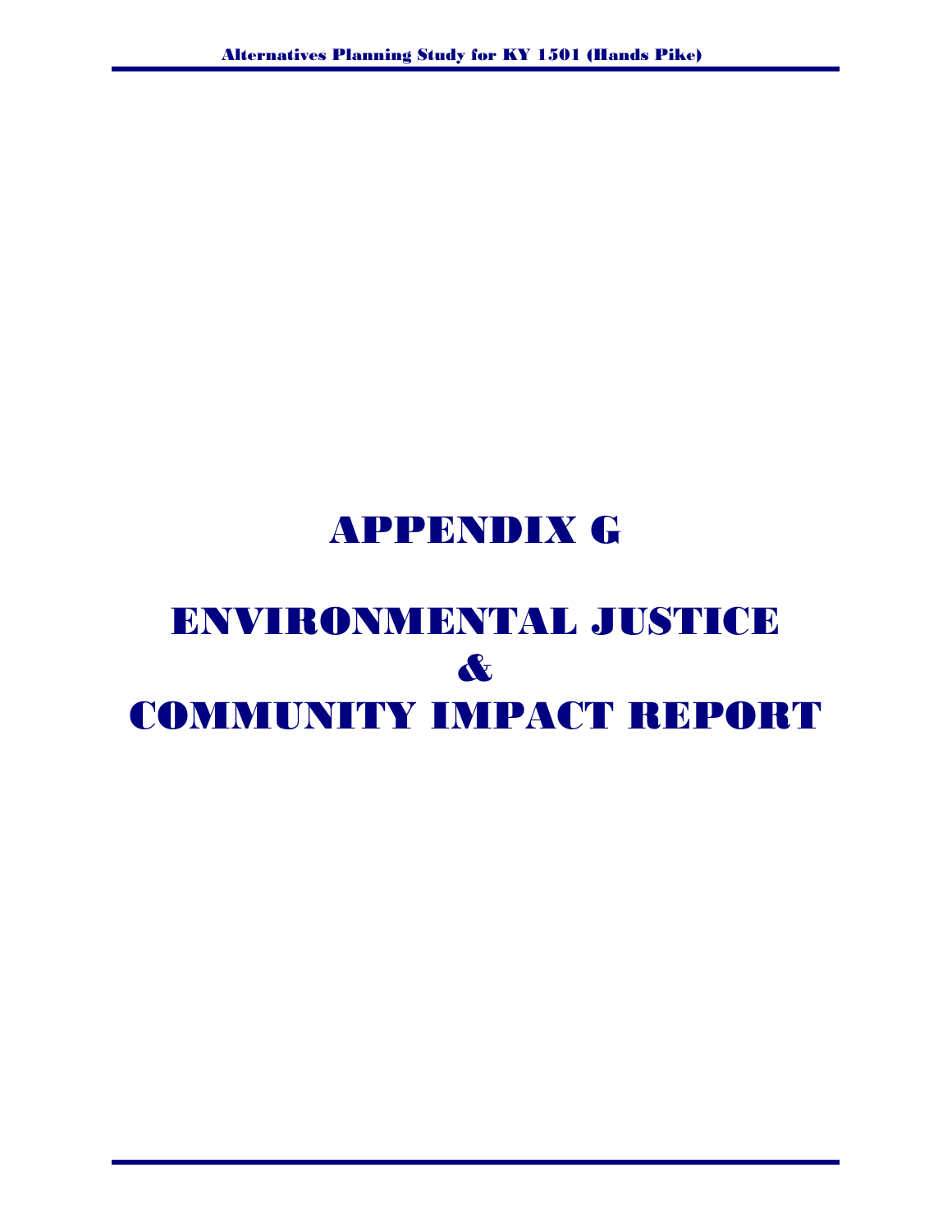# APPENDIX G

# ENVIRONMENTAL JUSTICE
# &
# COMMUNITY IMPACT REPORT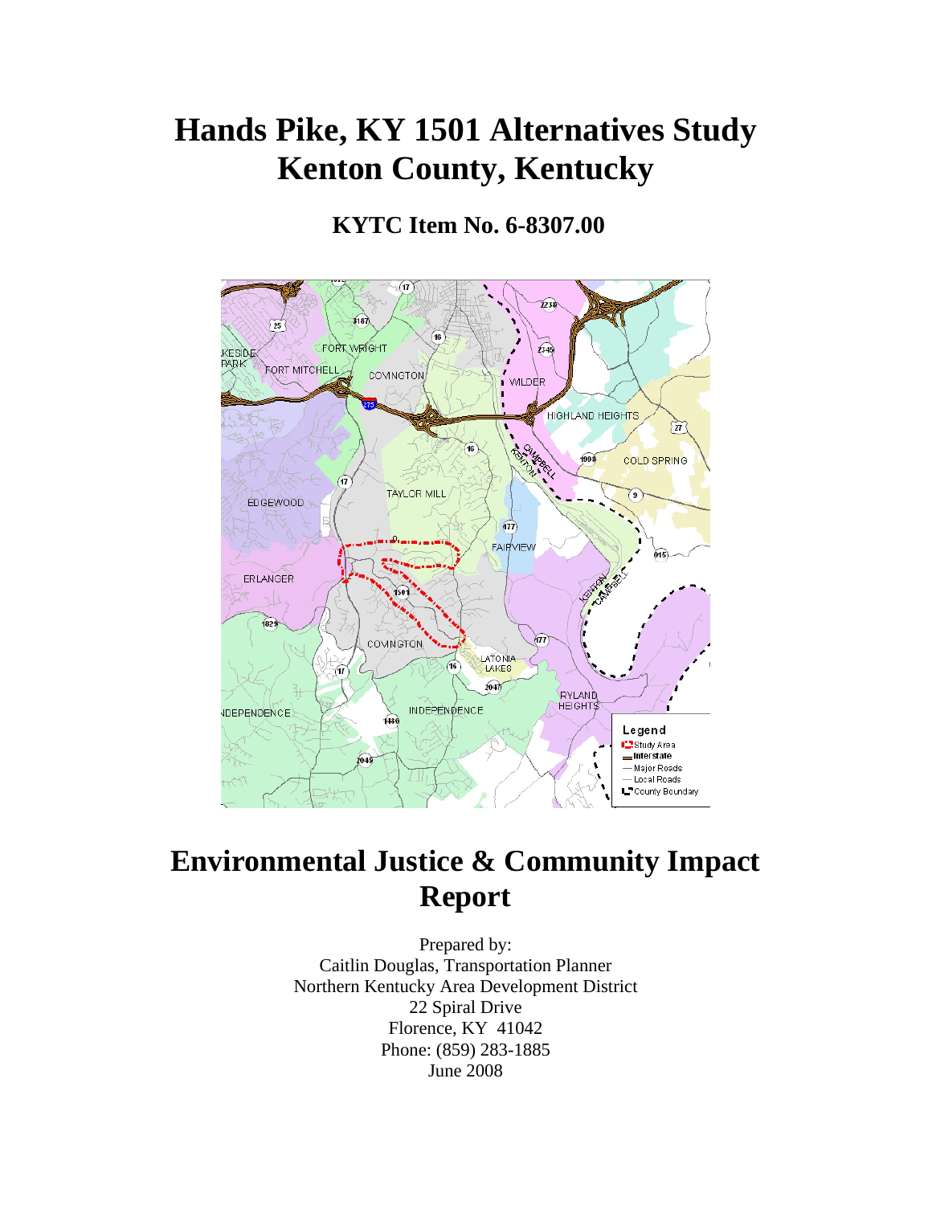# Hands Pike, KY 1501 Alternatives Study
# Kenton County, Kentucky

**KYTC Item No. 6-8307.00**

# Environmental Justice & Community Impact Report

Prepared by:
Caitlin Douglas, Transportation Planner
Northern Kentucky Area Development District
22 Spiral Drive
Florence, KY 41042
Phone: (859) 283-1885
June 2008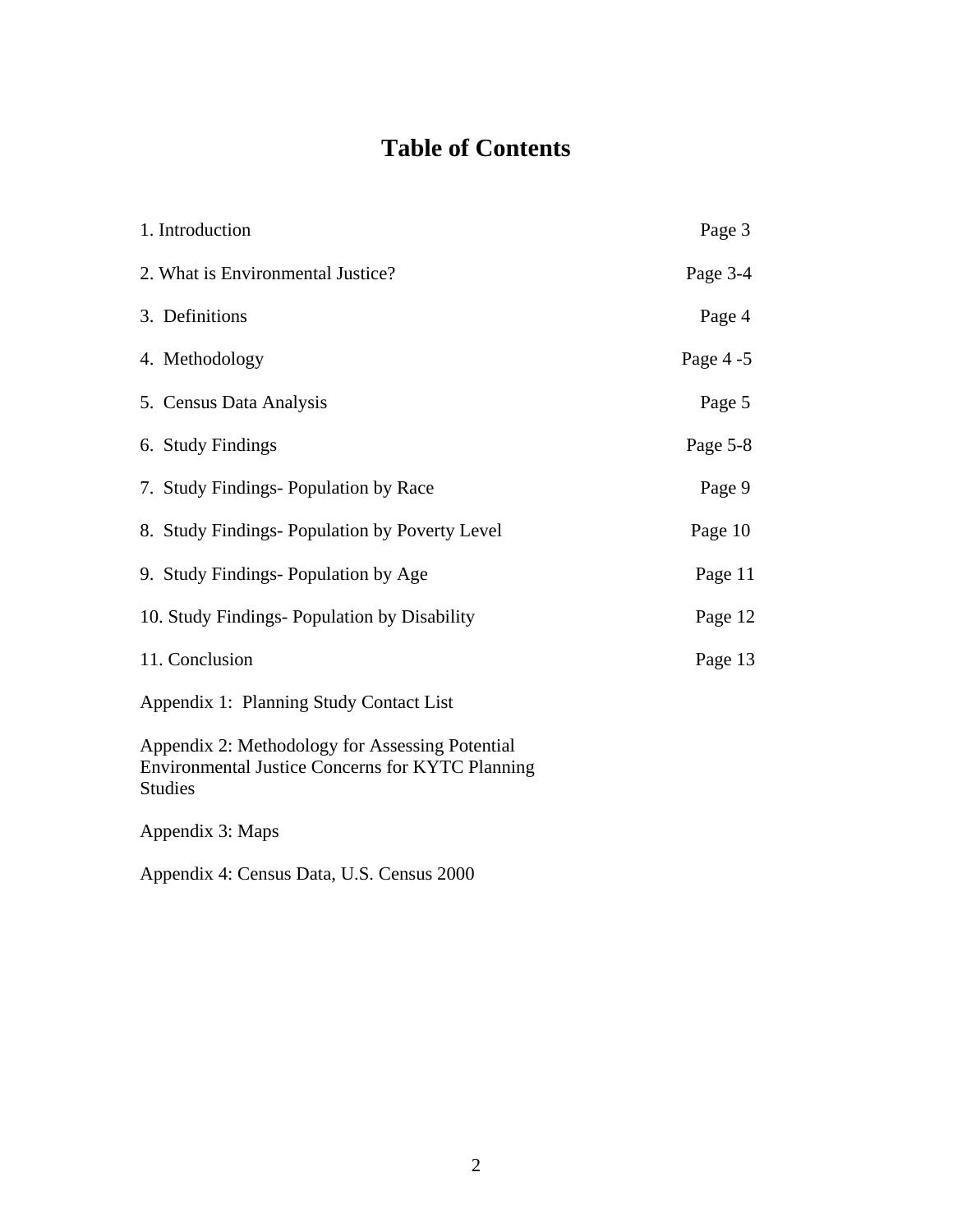# Table of Contents

| | |
|---|---|
| 1. Introduction | Page 3 |
| 2. What is Environmental Justice? | Page 3-4 |
| 3. Definitions | Page 4 |
| 4. Methodology | Page 4 -5 |
| 5. Census Data Analysis | Page 5 |
| 6. Study Findings | Page 5-8 |
| 7. Study Findings- Population by Race | Page 9 |
| 8. Study Findings- Population by Poverty Level | Page 10 |
| 9. Study Findings- Population by Age | Page 11 |
| 10. Study Findings- Population by Disability | Page 12 |
| 11. Conclusion | Page 13 |
| Appendix 1: Planning Study Contact List | |
| Appendix 2: Methodology for Assessing Potential Environmental Justice Concerns for KYTC Planning Studies | |
| Appendix 3: Maps | |
| Appendix 4: Census Data, U.S. Census 2000 | |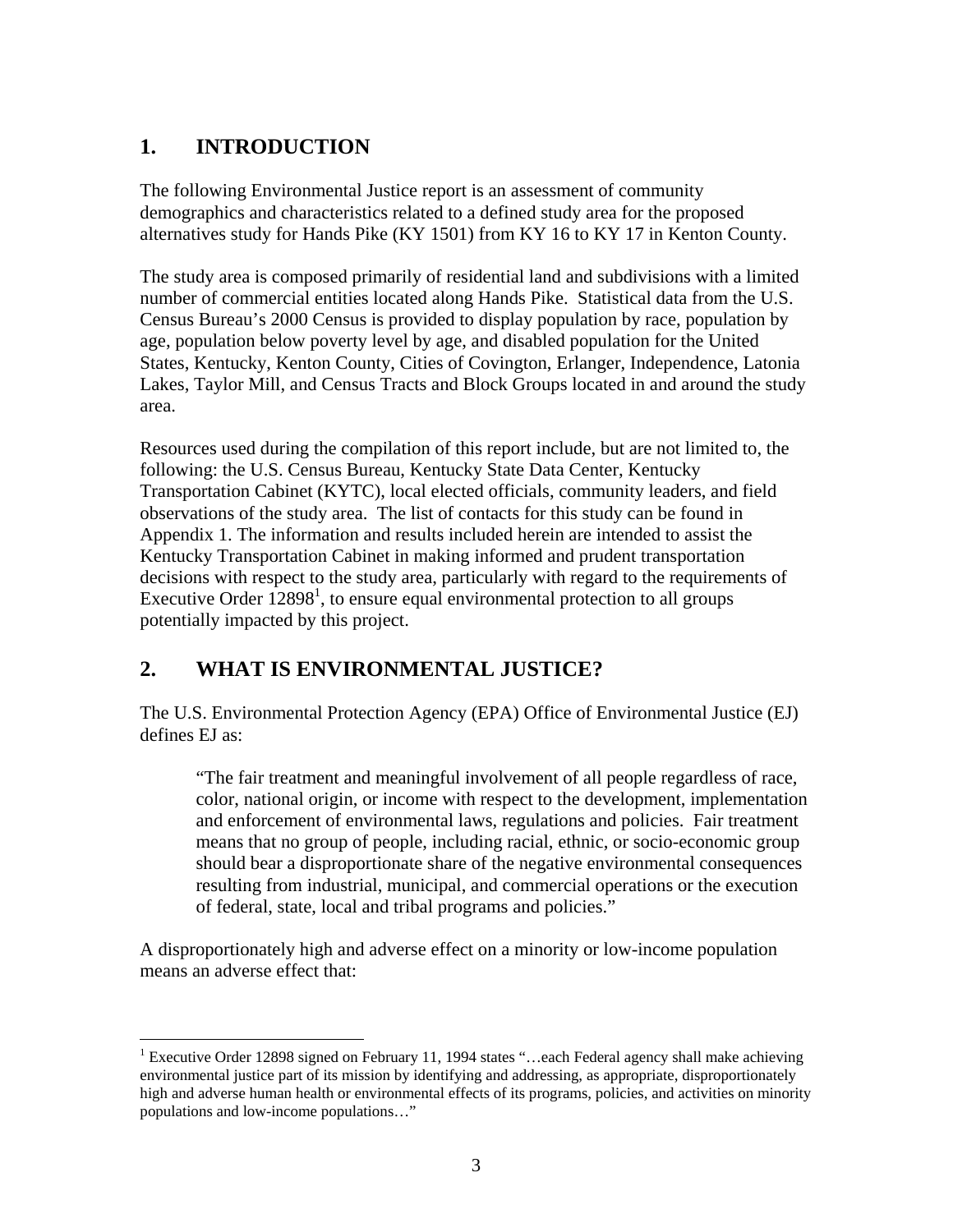## 1. INTRODUCTION

The following Environmental Justice report is an assessment of community demographics and characteristics related to a defined study area for the proposed alternatives study for Hands Pike (KY 1501) from KY 16 to KY 17 in Kenton County.

The study area is composed primarily of residential land and subdivisions with a limited number of commercial entities located along Hands Pike. Statistical data from the U.S. Census Bureau's 2000 Census is provided to display population by race, population by age, population below poverty level by age, and disabled population for the United States, Kentucky, Kenton County, Cities of Covington, Erlanger, Independence, Latonia Lakes, Taylor Mill, and Census Tracts and Block Groups located in and around the study area.

Resources used during the compilation of this report include, but are not limited to, the following: the U.S. Census Bureau, Kentucky State Data Center, Kentucky Transportation Cabinet (KYTC), local elected officials, community leaders, and field observations of the study area. The list of contacts for this study can be found in Appendix 1. The information and results included herein are intended to assist the Kentucky Transportation Cabinet in making informed and prudent transportation decisions with respect to the study area, particularly with regard to the requirements of Executive Order 12898[1], to ensure equal environmental protection to all groups potentially impacted by this project.

## 2. WHAT IS ENVIRONMENTAL JUSTICE?

The U.S. Environmental Protection Agency (EPA) Office of Environmental Justice (EJ) defines EJ as:

> "The fair treatment and meaningful involvement of all people regardless of race, color, national origin, or income with respect to the development, implementation and enforcement of environmental laws, regulations and policies. Fair treatment means that no group of people, including racial, ethnic, or socio-economic group should bear a disproportionate share of the negative environmental consequences resulting from industrial, municipal, and commercial operations or the execution of federal, state, local and tribal programs and policies."

A disproportionately high and adverse effect on a minority or low-income population means an adverse effect that:

---

[1] Executive Order 12898 signed on February 11, 1994 states "…each Federal agency shall make achieving environmental justice part of its mission by identifying and addressing, as appropriate, disproportionately high and adverse human health or environmental effects of its programs, policies, and activities on minority populations and low-income populations…"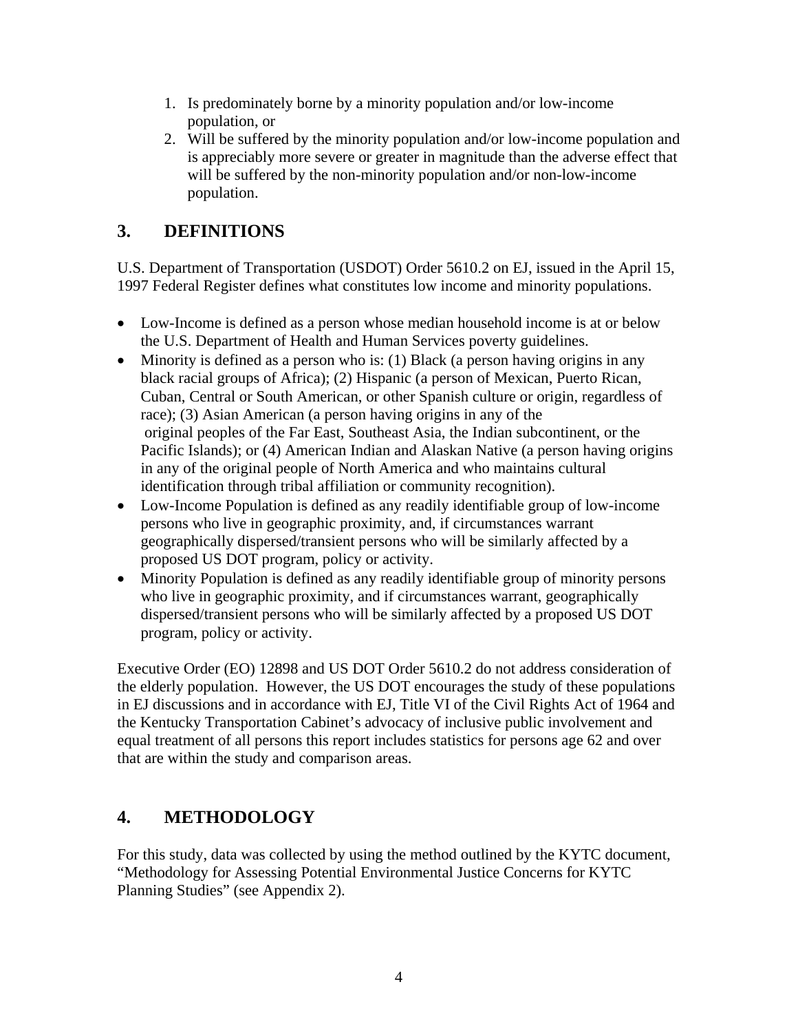1. Is predominately borne by a minority population and/or low-income population, or
2. Will be suffered by the minority population and/or low-income population and is appreciably more severe or greater in magnitude than the adverse effect that will be suffered by the non-minority population and/or non-low-income population.

## 3. DEFINITIONS

U.S. Department of Transportation (USDOT) Order 5610.2 on EJ, issued in the April 15, 1997 Federal Register defines what constitutes low income and minority populations.

- Low-Income is defined as a person whose median household income is at or below the U.S. Department of Health and Human Services poverty guidelines.
- Minority is defined as a person who is: (1) Black (a person having origins in any black racial groups of Africa); (2) Hispanic (a person of Mexican, Puerto Rican, Cuban, Central or South American, or other Spanish culture or origin, regardless of race); (3) Asian American (a person having origins in any of the original peoples of the Far East, Southeast Asia, the Indian subcontinent, or the Pacific Islands); or (4) American Indian and Alaskan Native (a person having origins in any of the original people of North America and who maintains cultural identification through tribal affiliation or community recognition).
- Low-Income Population is defined as any readily identifiable group of low-income persons who live in geographic proximity, and, if circumstances warrant geographically dispersed/transient persons who will be similarly affected by a proposed US DOT program, policy or activity.
- Minority Population is defined as any readily identifiable group of minority persons who live in geographic proximity, and if circumstances warrant, geographically dispersed/transient persons who will be similarly affected by a proposed US DOT program, policy or activity.

Executive Order (EO) 12898 and US DOT Order 5610.2 do not address consideration of the elderly population. However, the US DOT encourages the study of these populations in EJ discussions and in accordance with EJ, Title VI of the Civil Rights Act of 1964 and the Kentucky Transportation Cabinet's advocacy of inclusive public involvement and equal treatment of all persons this report includes statistics for persons age 62 and over that are within the study and comparison areas.

## 4. METHODOLOGY

For this study, data was collected by using the method outlined by the KYTC document, "Methodology for Assessing Potential Environmental Justice Concerns for KYTC Planning Studies" (see Appendix 2).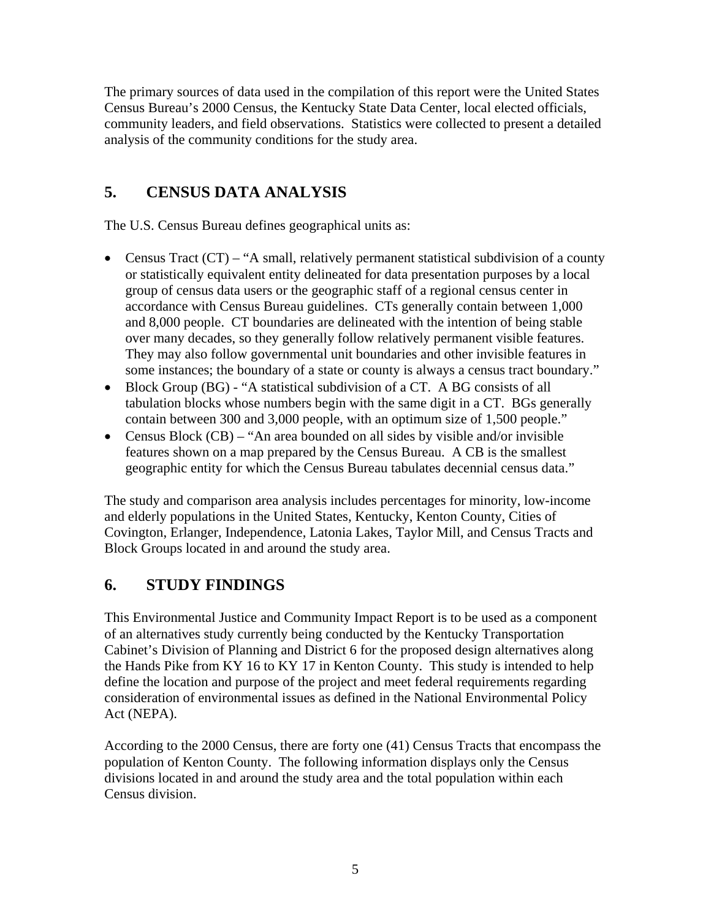The primary sources of data used in the compilation of this report were the United States Census Bureau's 2000 Census, the Kentucky State Data Center, local elected officials, community leaders, and field observations. Statistics were collected to present a detailed analysis of the community conditions for the study area.

## 5. CENSUS DATA ANALYSIS

The U.S. Census Bureau defines geographical units as:

- Census Tract (CT) – "A small, relatively permanent statistical subdivision of a county or statistically equivalent entity delineated for data presentation purposes by a local group of census data users or the geographic staff of a regional census center in accordance with Census Bureau guidelines. CTs generally contain between 1,000 and 8,000 people. CT boundaries are delineated with the intention of being stable over many decades, so they generally follow relatively permanent visible features. They may also follow governmental unit boundaries and other invisible features in some instances; the boundary of a state or county is always a census tract boundary."
- Block Group (BG) - "A statistical subdivision of a CT. A BG consists of all tabulation blocks whose numbers begin with the same digit in a CT. BGs generally contain between 300 and 3,000 people, with an optimum size of 1,500 people."
- Census Block (CB) – "An area bounded on all sides by visible and/or invisible features shown on a map prepared by the Census Bureau. A CB is the smallest geographic entity for which the Census Bureau tabulates decennial census data."

The study and comparison area analysis includes percentages for minority, low-income and elderly populations in the United States, Kentucky, Kenton County, Cities of Covington, Erlanger, Independence, Latonia Lakes, Taylor Mill, and Census Tracts and Block Groups located in and around the study area.

## 6. STUDY FINDINGS

This Environmental Justice and Community Impact Report is to be used as a component of an alternatives study currently being conducted by the Kentucky Transportation Cabinet's Division of Planning and District 6 for the proposed design alternatives along the Hands Pike from KY 16 to KY 17 in Kenton County. This study is intended to help define the location and purpose of the project and meet federal requirements regarding consideration of environmental issues as defined in the National Environmental Policy Act (NEPA).

According to the 2000 Census, there are forty one (41) Census Tracts that encompass the population of Kenton County. The following information displays only the Census divisions located in and around the study area and the total population within each Census division.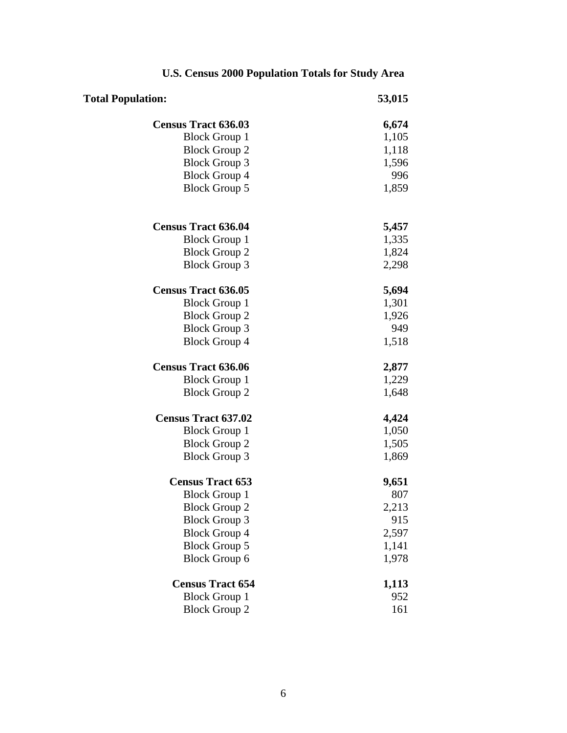## U.S. Census 2000 Population Totals for Study Area

| | |
|---|---|
| **Total Population:** | **53,015** |
| **Census Tract 636.03** | **6,674** |
| Block Group 1 | 1,105 |
| Block Group 2 | 1,118 |
| Block Group 3 | 1,596 |
| Block Group 4 | 996 |
| Block Group 5 | 1,859 |
| **Census Tract 636.04** | **5,457** |
| Block Group 1 | 1,335 |
| Block Group 2 | 1,824 |
| Block Group 3 | 2,298 |
| **Census Tract 636.05** | **5,694** |
| Block Group 1 | 1,301 |
| Block Group 2 | 1,926 |
| Block Group 3 | 949 |
| Block Group 4 | 1,518 |
| **Census Tract 636.06** | **2,877** |
| Block Group 1 | 1,229 |
| Block Group 2 | 1,648 |
| **Census Tract 637.02** | **4,424** |
| Block Group 1 | 1,050 |
| Block Group 2 | 1,505 |
| Block Group 3 | 1,869 |
| **Census Tract 653** | **9,651** |
| Block Group 1 | 807 |
| Block Group 2 | 2,213 |
| Block Group 3 | 915 |
| Block Group 4 | 2,597 |
| Block Group 5 | 1,141 |
| Block Group 6 | 1,978 |
| **Census Tract 654** | **1,113** |
| Block Group 1 | 952 |
| Block Group 2 | 161 |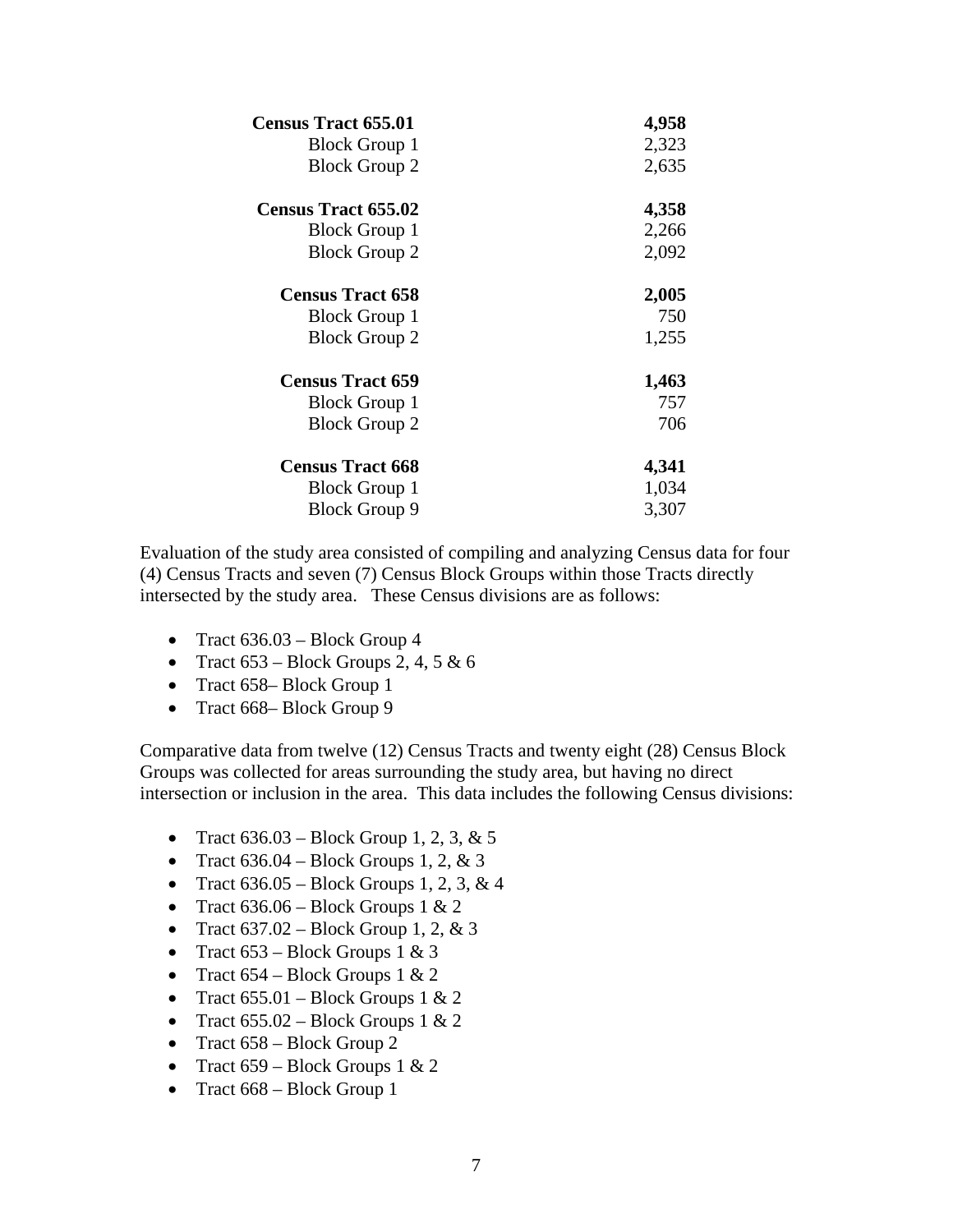| | |
|---|---|
| **Census Tract 655.01** | **4,958** |
| Block Group 1 | 2,323 |
| Block Group 2 | 2,635 |
| **Census Tract 655.02** | **4,358** |
| Block Group 1 | 2,266 |
| Block Group 2 | 2,092 |
| **Census Tract 658** | **2,005** |
| Block Group 1 | 750 |
| Block Group 2 | 1,255 |
| **Census Tract 659** | **1,463** |
| Block Group 1 | 757 |
| Block Group 2 | 706 |
| **Census Tract 668** | **4,341** |
| Block Group 1 | 1,034 |
| Block Group 9 | 3,307 |

Evaluation of the study area consisted of compiling and analyzing Census data for four (4) Census Tracts and seven (7) Census Block Groups within those Tracts directly intersected by the study area. These Census divisions are as follows:

- Tract 636.03 – Block Group 4
- Tract 653 – Block Groups 2, 4, 5 & 6
- Tract 658– Block Group 1
- Tract 668– Block Group 9

Comparative data from twelve (12) Census Tracts and twenty eight (28) Census Block Groups was collected for areas surrounding the study area, but having no direct intersection or inclusion in the area. This data includes the following Census divisions:

- Tract 636.03 – Block Group 1, 2, 3, & 5
- Tract 636.04 – Block Groups 1, 2, & 3
- Tract 636.05 – Block Groups 1, 2, 3, & 4
- Tract 636.06 – Block Groups 1 & 2
- Tract 637.02 – Block Group 1, 2, & 3
- Tract 653 – Block Groups 1 & 3
- Tract 654 – Block Groups 1 & 2
- Tract 655.01 – Block Groups 1 & 2
- Tract 655.02 – Block Groups 1 & 2
- Tract 658 – Block Group 2
- Tract 659 – Block Groups 1 & 2
- Tract 668 – Block Group 1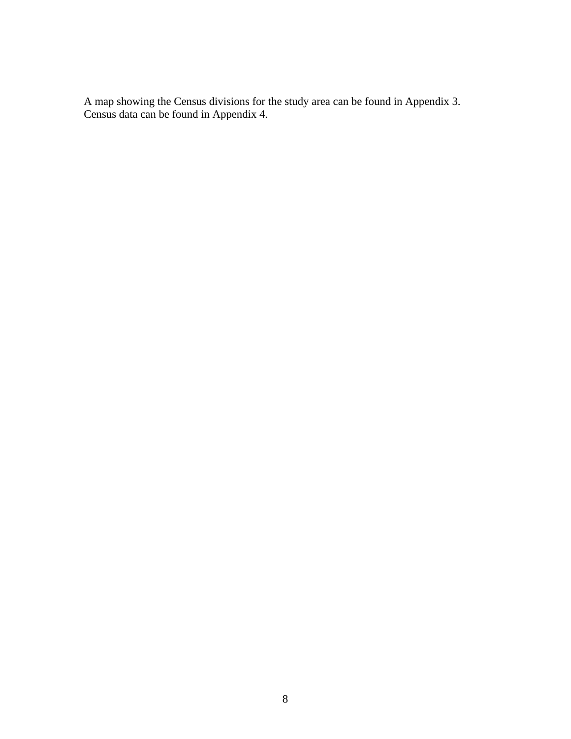A map showing the Census divisions for the study area can be found in Appendix 3. Census data can be found in Appendix 4.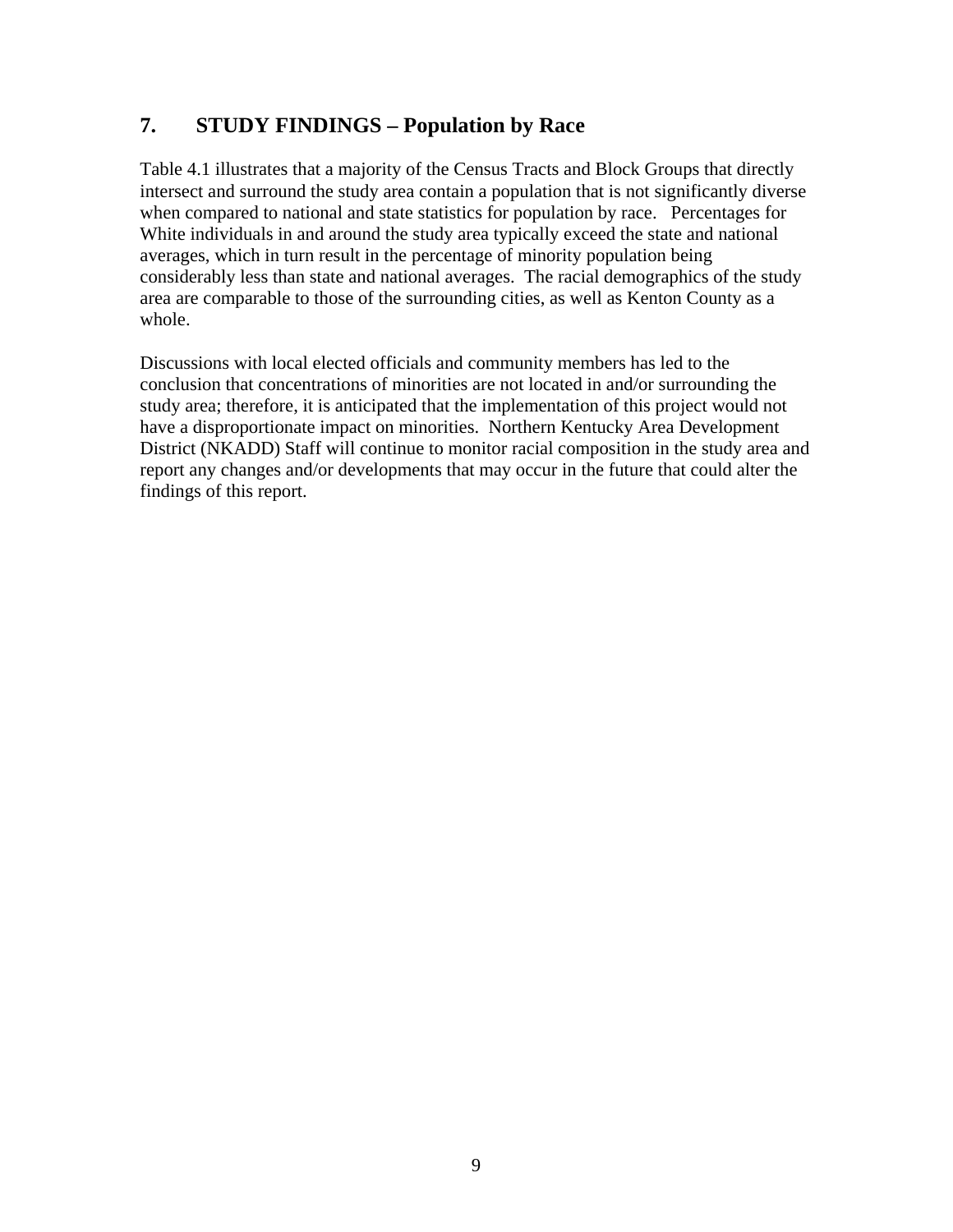## 7. STUDY FINDINGS – Population by Race

Table 4.1 illustrates that a majority of the Census Tracts and Block Groups that directly intersect and surround the study area contain a population that is not significantly diverse when compared to national and state statistics for population by race. Percentages for White individuals in and around the study area typically exceed the state and national averages, which in turn result in the percentage of minority population being considerably less than state and national averages. The racial demographics of the study area are comparable to those of the surrounding cities, as well as Kenton County as a whole.

Discussions with local elected officials and community members has led to the conclusion that concentrations of minorities are not located in and/or surrounding the study area; therefore, it is anticipated that the implementation of this project would not have a disproportionate impact on minorities. Northern Kentucky Area Development District (NKADD) Staff will continue to monitor racial composition in the study area and report any changes and/or developments that may occur in the future that could alter the findings of this report.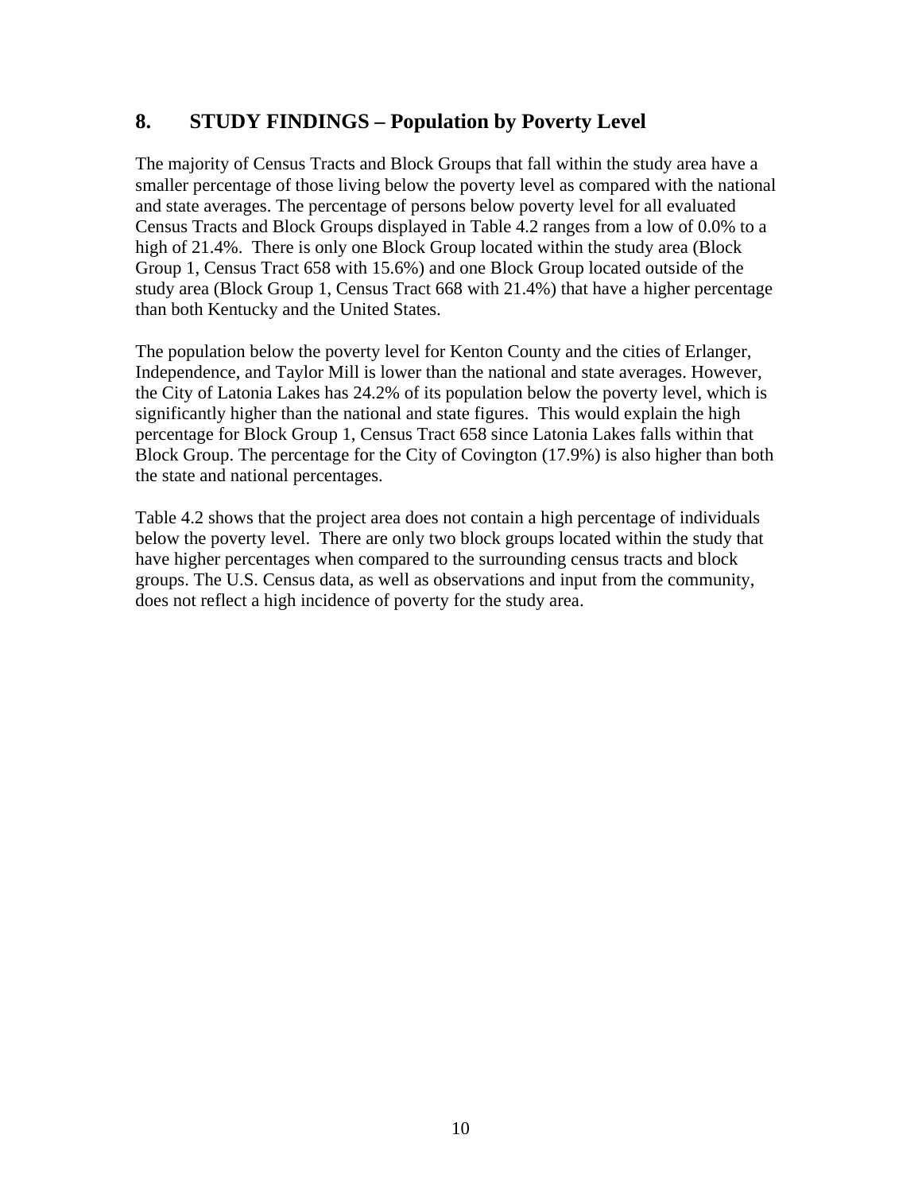## 8. STUDY FINDINGS – Population by Poverty Level

The majority of Census Tracts and Block Groups that fall within the study area have a smaller percentage of those living below the poverty level as compared with the national and state averages. The percentage of persons below poverty level for all evaluated Census Tracts and Block Groups displayed in Table 4.2 ranges from a low of 0.0% to a high of 21.4%. There is only one Block Group located within the study area (Block Group 1, Census Tract 658 with 15.6%) and one Block Group located outside of the study area (Block Group 1, Census Tract 668 with 21.4%) that have a higher percentage than both Kentucky and the United States.

The population below the poverty level for Kenton County and the cities of Erlanger, Independence, and Taylor Mill is lower than the national and state averages. However, the City of Latonia Lakes has 24.2% of its population below the poverty level, which is significantly higher than the national and state figures. This would explain the high percentage for Block Group 1, Census Tract 658 since Latonia Lakes falls within that Block Group. The percentage for the City of Covington (17.9%) is also higher than both the state and national percentages.

Table 4.2 shows that the project area does not contain a high percentage of individuals below the poverty level. There are only two block groups located within the study that have higher percentages when compared to the surrounding census tracts and block groups. The U.S. Census data, as well as observations and input from the community, does not reflect a high incidence of poverty for the study area.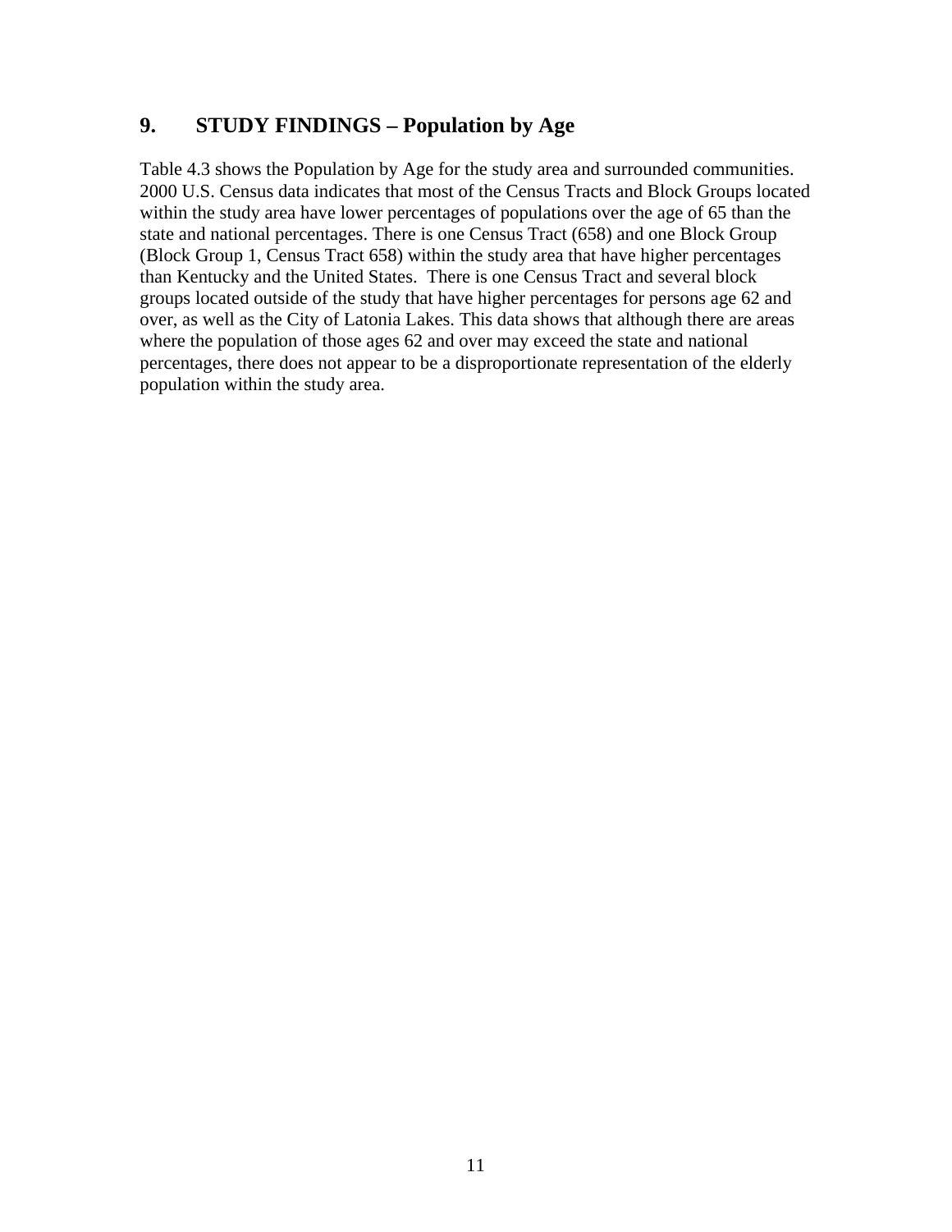## 9. STUDY FINDINGS – Population by Age

Table 4.3 shows the Population by Age for the study area and surrounded communities. 2000 U.S. Census data indicates that most of the Census Tracts and Block Groups located within the study area have lower percentages of populations over the age of 65 than the state and national percentages. There is one Census Tract (658) and one Block Group (Block Group 1, Census Tract 658) within the study area that have higher percentages than Kentucky and the United States. There is one Census Tract and several block groups located outside of the study that have higher percentages for persons age 62 and over, as well as the City of Latonia Lakes. This data shows that although there are areas where the population of those ages 62 and over may exceed the state and national percentages, there does not appear to be a disproportionate representation of the elderly population within the study area.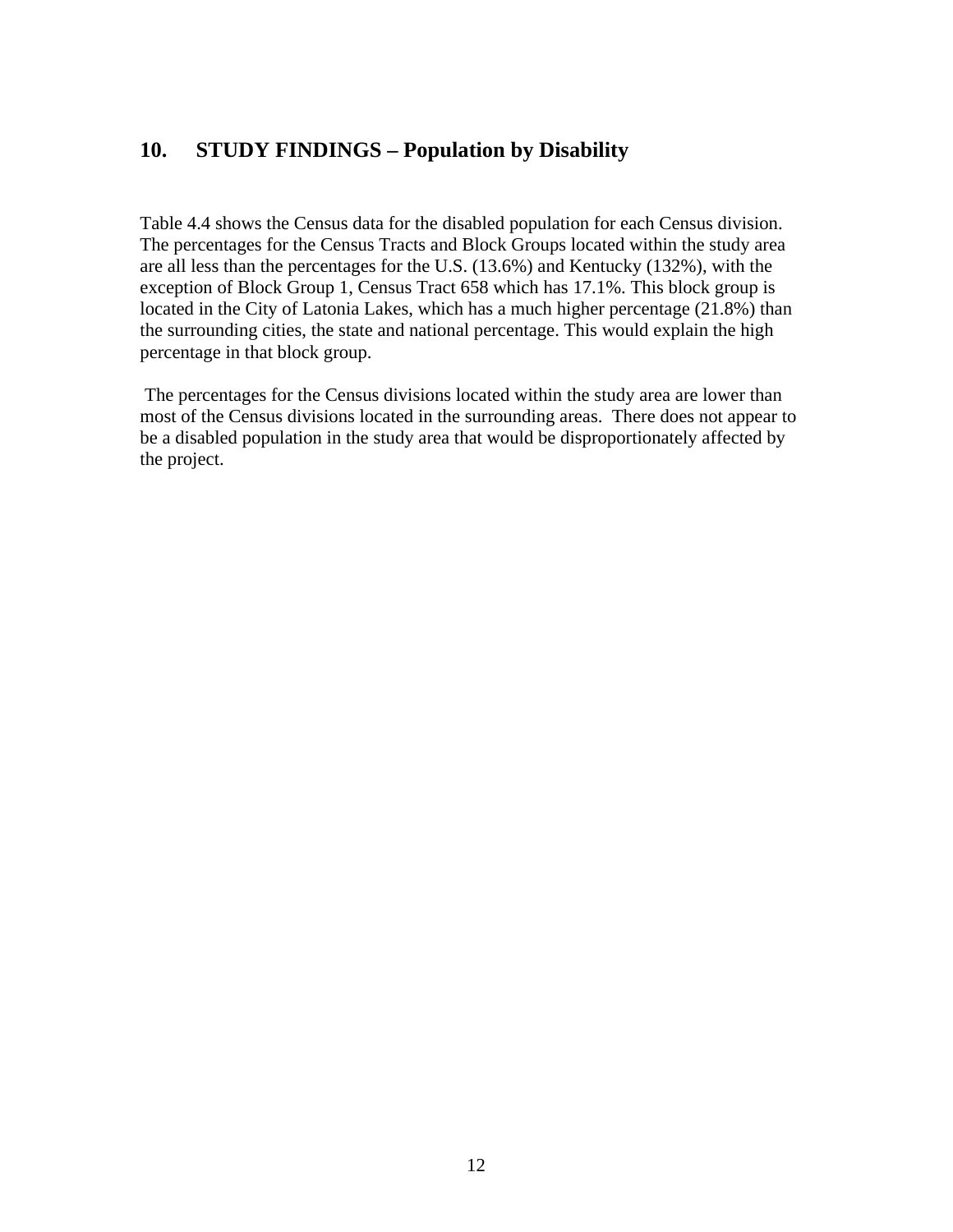## 10. STUDY FINDINGS – Population by Disability

Table 4.4 shows the Census data for the disabled population for each Census division. The percentages for the Census Tracts and Block Groups located within the study area are all less than the percentages for the U.S. (13.6%) and Kentucky (132%), with the exception of Block Group 1, Census Tract 658 which has 17.1%. This block group is located in the City of Latonia Lakes, which has a much higher percentage (21.8%) than the surrounding cities, the state and national percentage. This would explain the high percentage in that block group.

The percentages for the Census divisions located within the study area are lower than most of the Census divisions located in the surrounding areas. There does not appear to be a disabled population in the study area that would be disproportionately affected by the project.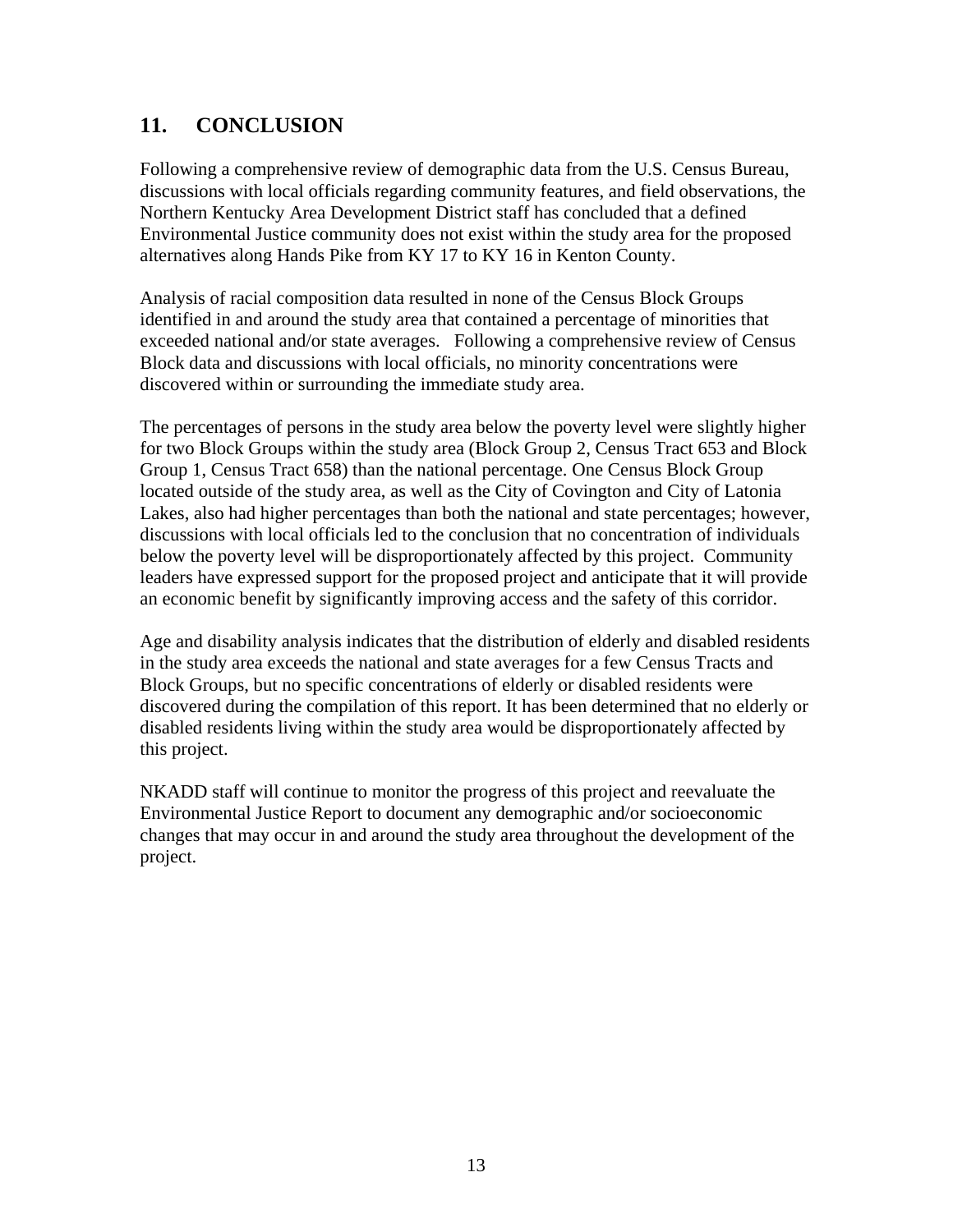## 11. CONCLUSION

Following a comprehensive review of demographic data from the U.S. Census Bureau, discussions with local officials regarding community features, and field observations, the Northern Kentucky Area Development District staff has concluded that a defined Environmental Justice community does not exist within the study area for the proposed alternatives along Hands Pike from KY 17 to KY 16 in Kenton County.

Analysis of racial composition data resulted in none of the Census Block Groups identified in and around the study area that contained a percentage of minorities that exceeded national and/or state averages. Following a comprehensive review of Census Block data and discussions with local officials, no minority concentrations were discovered within or surrounding the immediate study area.

The percentages of persons in the study area below the poverty level were slightly higher for two Block Groups within the study area (Block Group 2, Census Tract 653 and Block Group 1, Census Tract 658) than the national percentage. One Census Block Group located outside of the study area, as well as the City of Covington and City of Latonia Lakes, also had higher percentages than both the national and state percentages; however, discussions with local officials led to the conclusion that no concentration of individuals below the poverty level will be disproportionately affected by this project. Community leaders have expressed support for the proposed project and anticipate that it will provide an economic benefit by significantly improving access and the safety of this corridor.

Age and disability analysis indicates that the distribution of elderly and disabled residents in the study area exceeds the national and state averages for a few Census Tracts and Block Groups, but no specific concentrations of elderly or disabled residents were discovered during the compilation of this report. It has been determined that no elderly or disabled residents living within the study area would be disproportionately affected by this project.

NKADD staff will continue to monitor the progress of this project and reevaluate the Environmental Justice Report to document any demographic and/or socioeconomic changes that may occur in and around the study area throughout the development of the project.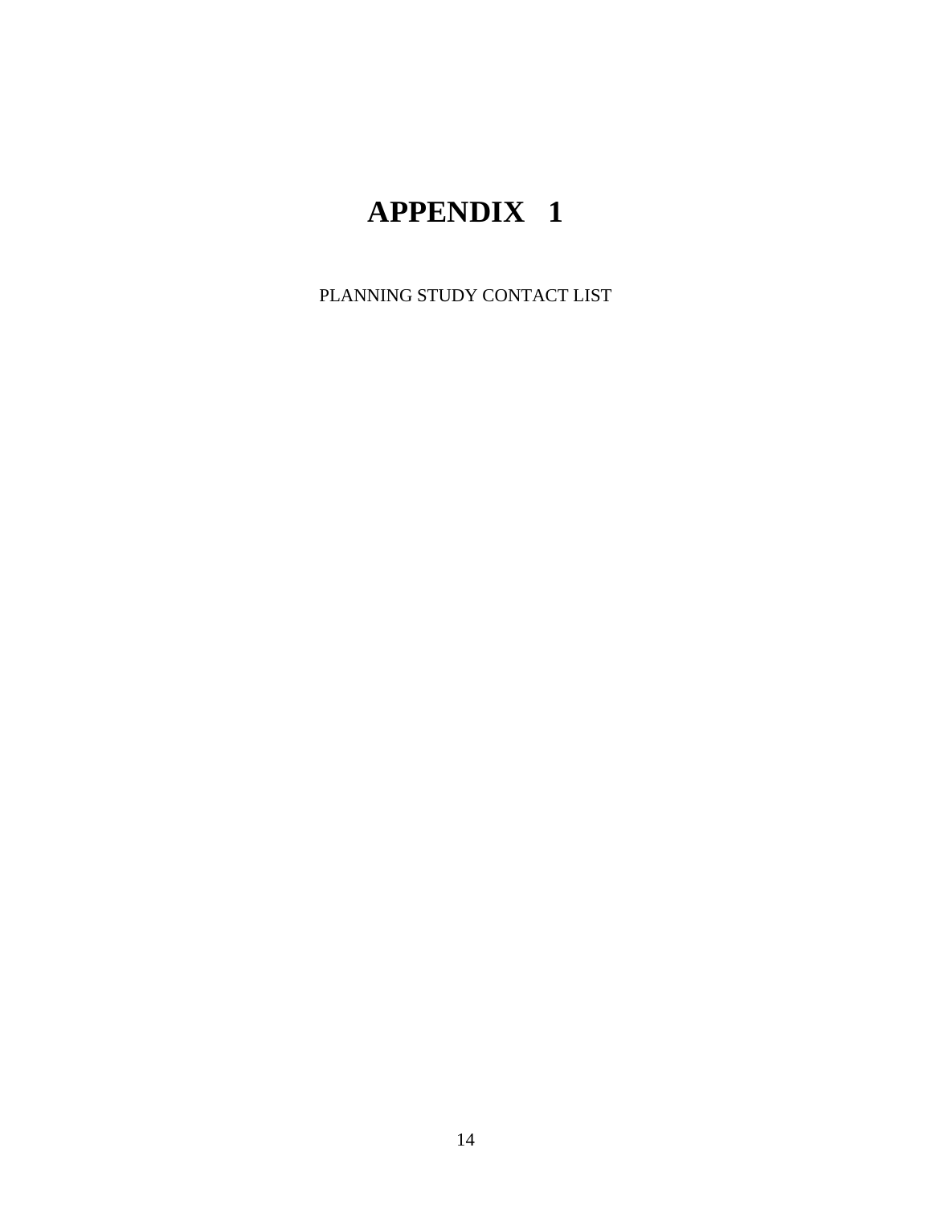# APPENDIX 1

PLANNING STUDY CONTACT LIST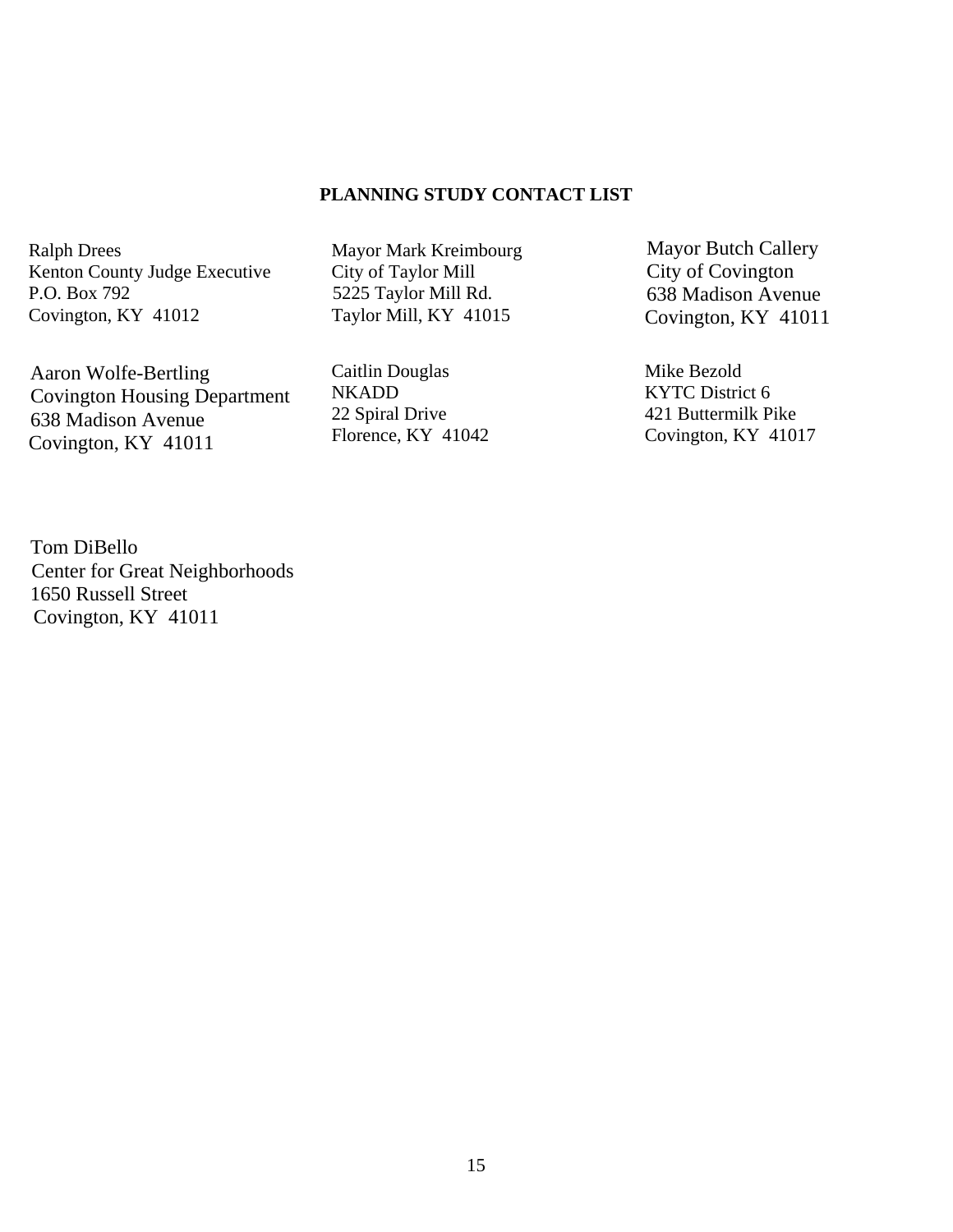**PLANNING STUDY CONTACT LIST**

Ralph Drees
Kenton County Judge Executive
P.O. Box 792
Covington, KY 41012

Mayor Mark Kreimbourg
City of Taylor Mill
5225 Taylor Mill Rd.
Taylor Mill, KY 41015

Mayor Butch Callery
City of Covington
638 Madison Avenue
Covington, KY 41011

Aaron Wolfe-Bertling
Covington Housing Department
638 Madison Avenue
Covington, KY 41011

Caitlin Douglas
NKADD
22 Spiral Drive
Florence, KY 41042

Mike Bezold
KYTC District 6
421 Buttermilk Pike
Covington, KY 41017

Tom DiBello
Center for Great Neighborhoods
1650 Russell Street
Covington, KY 41011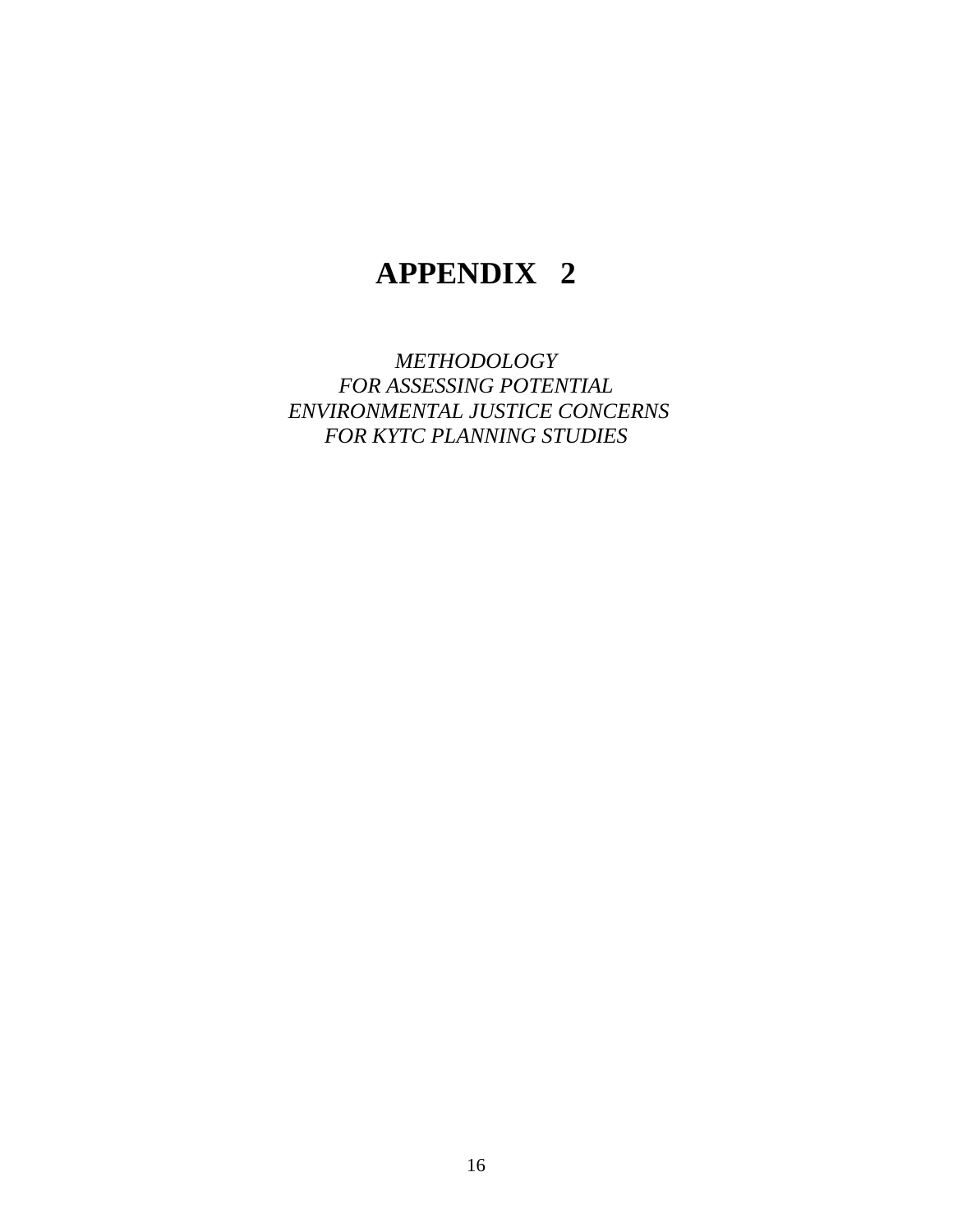# APPENDIX 2

*METHODOLOGY*
*FOR ASSESSING POTENTIAL*
*ENVIRONMENTAL JUSTICE CONCERNS*
*FOR KYTC PLANNING STUDIES*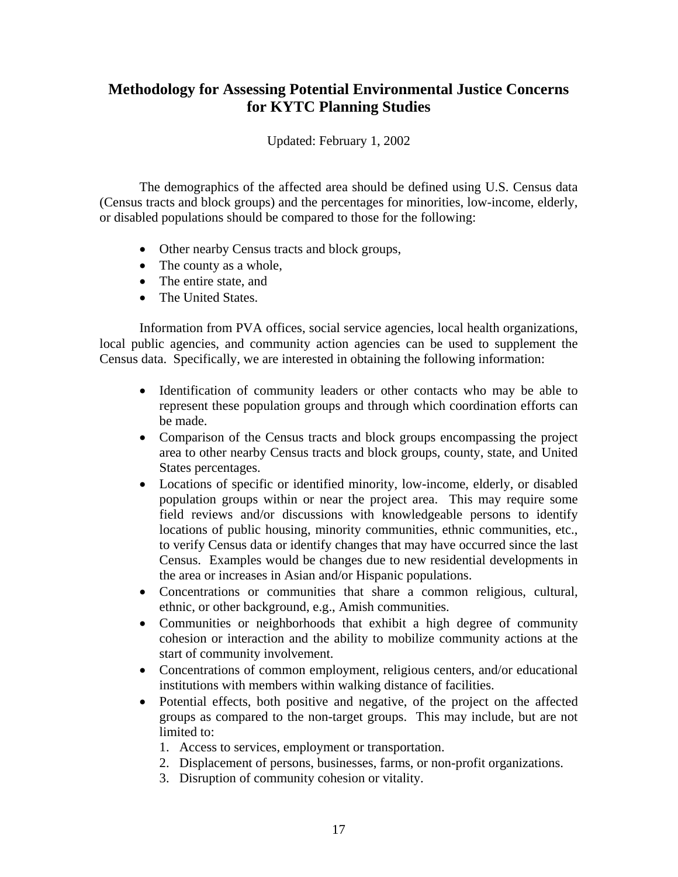## Methodology for Assessing Potential Environmental Justice Concerns for KYTC Planning Studies

Updated: February 1, 2002

The demographics of the affected area should be defined using U.S. Census data (Census tracts and block groups) and the percentages for minorities, low-income, elderly, or disabled populations should be compared to those for the following:

- Other nearby Census tracts and block groups,
- The county as a whole,
- The entire state, and
- The United States.

Information from PVA offices, social service agencies, local health organizations, local public agencies, and community action agencies can be used to supplement the Census data. Specifically, we are interested in obtaining the following information:

- Identification of community leaders or other contacts who may be able to represent these population groups and through which coordination efforts can be made.
- Comparison of the Census tracts and block groups encompassing the project area to other nearby Census tracts and block groups, county, state, and United States percentages.
- Locations of specific or identified minority, low-income, elderly, or disabled population groups within or near the project area. This may require some field reviews and/or discussions with knowledgeable persons to identify locations of public housing, minority communities, ethnic communities, etc., to verify Census data or identify changes that may have occurred since the last Census. Examples would be changes due to new residential developments in the area or increases in Asian and/or Hispanic populations.
- Concentrations or communities that share a common religious, cultural, ethnic, or other background, e.g., Amish communities.
- Communities or neighborhoods that exhibit a high degree of community cohesion or interaction and the ability to mobilize community actions at the start of community involvement.
- Concentrations of common employment, religious centers, and/or educational institutions with members within walking distance of facilities.
- Potential effects, both positive and negative, of the project on the affected groups as compared to the non-target groups. This may include, but are not limited to:
  1. Access to services, employment or transportation.
  2. Displacement of persons, businesses, farms, or non-profit organizations.
  3. Disruption of community cohesion or vitality.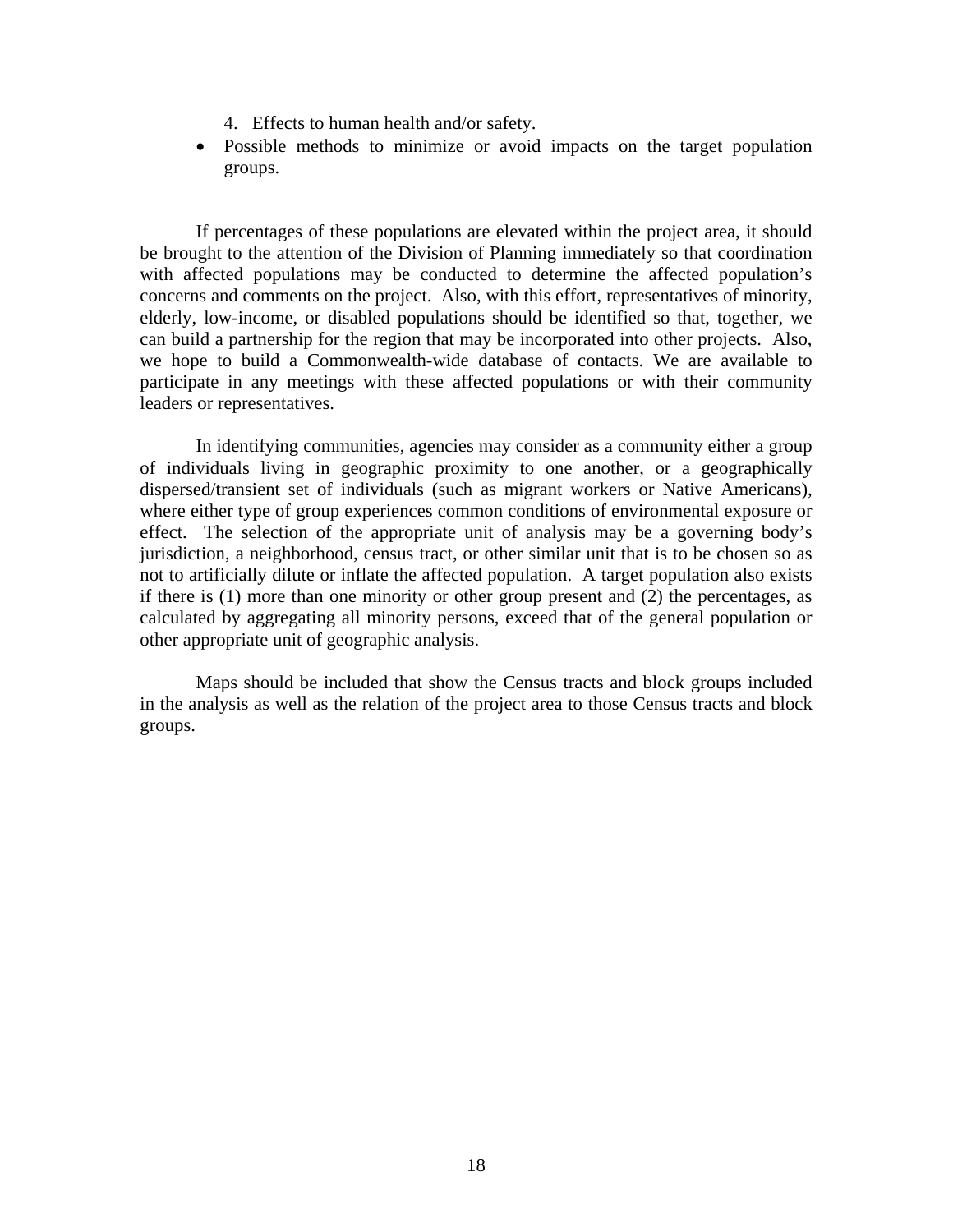4. Effects to human health and/or safety.

- Possible methods to minimize or avoid impacts on the target population groups.

If percentages of these populations are elevated within the project area, it should be brought to the attention of the Division of Planning immediately so that coordination with affected populations may be conducted to determine the affected population's concerns and comments on the project. Also, with this effort, representatives of minority, elderly, low-income, or disabled populations should be identified so that, together, we can build a partnership for the region that may be incorporated into other projects. Also, we hope to build a Commonwealth-wide database of contacts. We are available to participate in any meetings with these affected populations or with their community leaders or representatives.

In identifying communities, agencies may consider as a community either a group of individuals living in geographic proximity to one another, or a geographically dispersed/transient set of individuals (such as migrant workers or Native Americans), where either type of group experiences common conditions of environmental exposure or effect. The selection of the appropriate unit of analysis may be a governing body's jurisdiction, a neighborhood, census tract, or other similar unit that is to be chosen so as not to artificially dilute or inflate the affected population. A target population also exists if there is (1) more than one minority or other group present and (2) the percentages, as calculated by aggregating all minority persons, exceed that of the general population or other appropriate unit of geographic analysis.

Maps should be included that show the Census tracts and block groups included in the analysis as well as the relation of the project area to those Census tracts and block groups.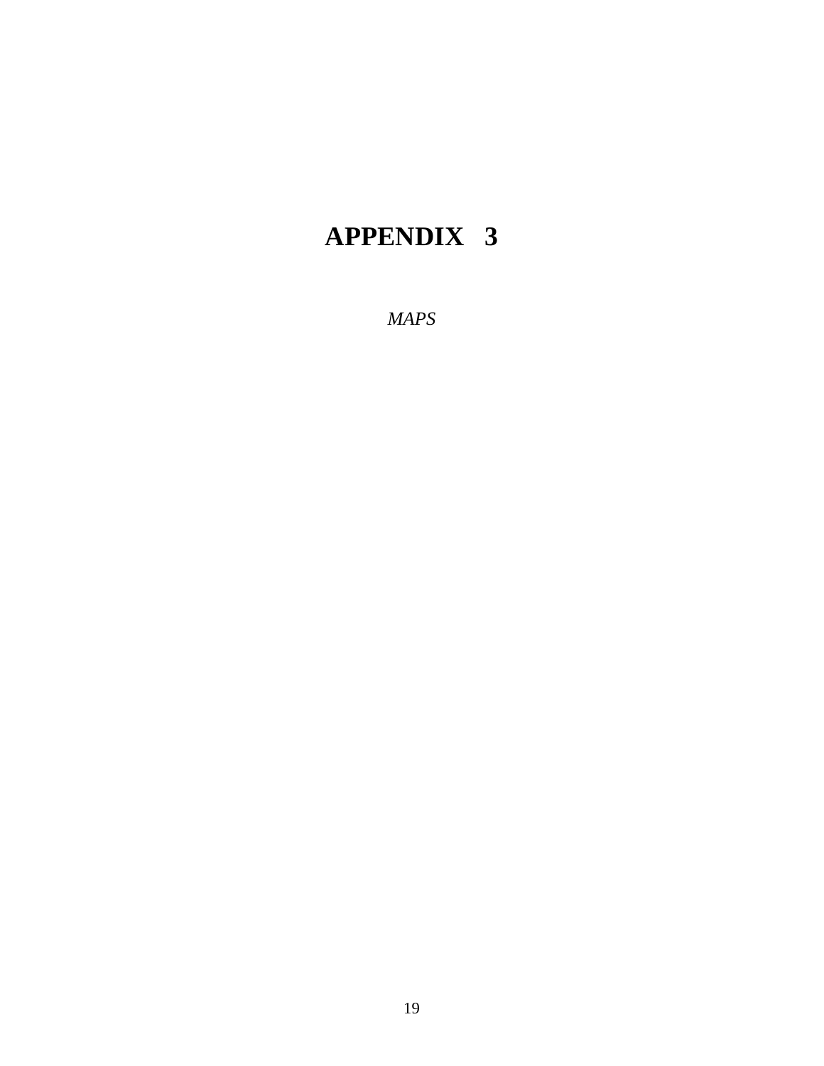# APPENDIX 3

*MAPS*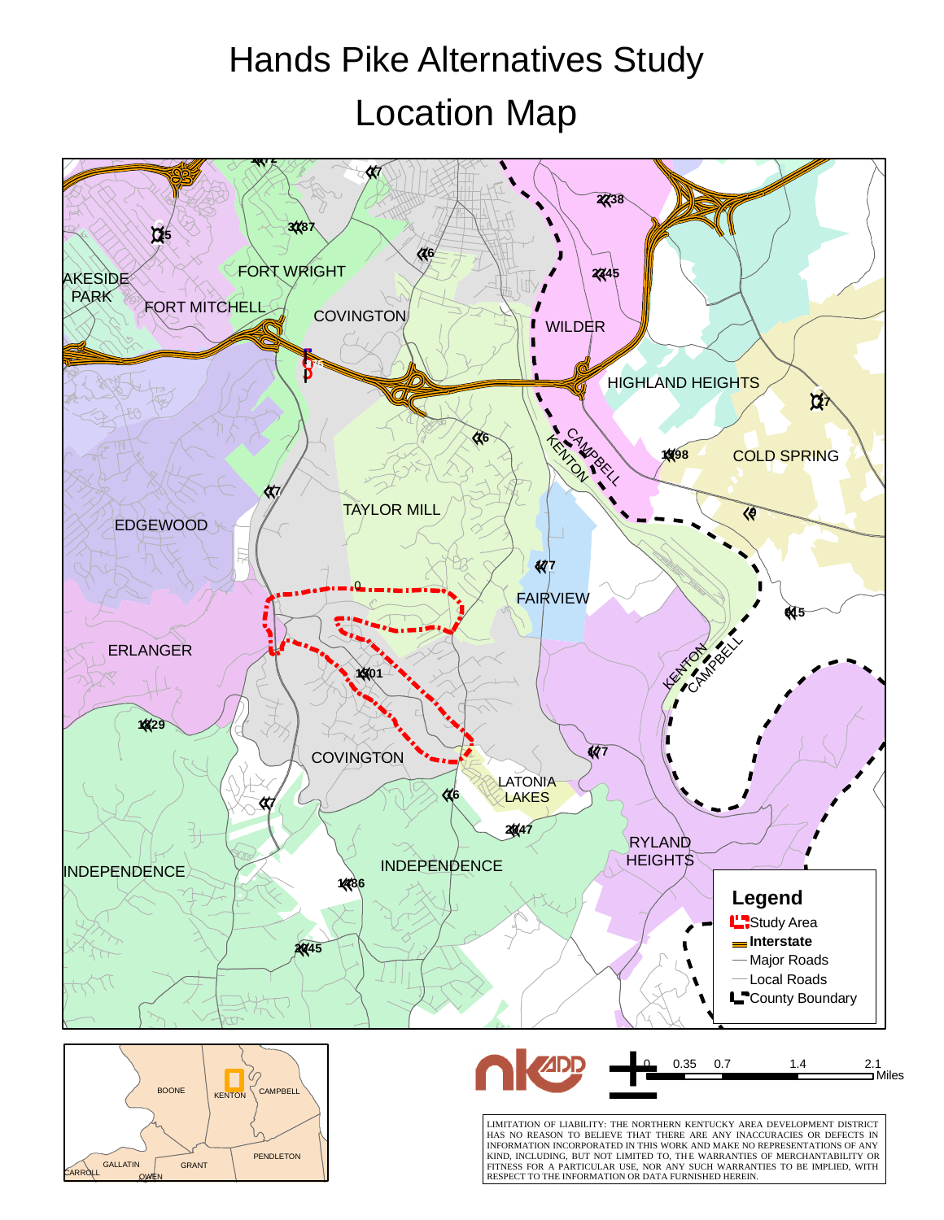# Hands Pike Alternatives Study

# Location Map

FORT WRIGHT

LAKESIDE PARK

FORT MITCHELL

COVINGTON

WILDER

HIGHLAND HEIGHTS

CAMPBELL

KENTON

COLD SPRING

EDGEWOOD

TAYLOR MILL

FAIRVIEW

ERLANGER

KENTON

CAMPBELL

COVINGTON

LATONIA LAKES

RYLAND HEIGHTS

INDEPENDENCE

INDEPENDENCE

**Legend**

- Study Area
- **Interstate**
- Major Roads
- Local Roads
- County Boundary

BOONE

KENTON

CAMPBELL

GALLATIN

GRANT

PENDLETON

CARROLL

OWEN

0 0.35 0.7 1.4 2.1 Miles

LIMITATION OF LIABILITY: THE NORTHERN KENTUCKY AREA DEVELOPMENT DISTRICT HAS NO REASON TO BELIEVE THAT THERE ARE ANY INACCURACIES OR DEFECTS IN INFORMATION INCORPORATED IN THIS WORK AND MAKE NO REPRESENTATIONS OF ANY KIND, INCLUDING, BUT NOT LIMITED TO, THE WARRANTIES OF MERCHANTABILITY OR FITNESS FOR A PARTICULAR USE, NOR ANY SUCH WARRANTIES TO BE IMPLIED, WITH RESPECT TO THE INFORMATION OR DATA FURNISHED HEREIN.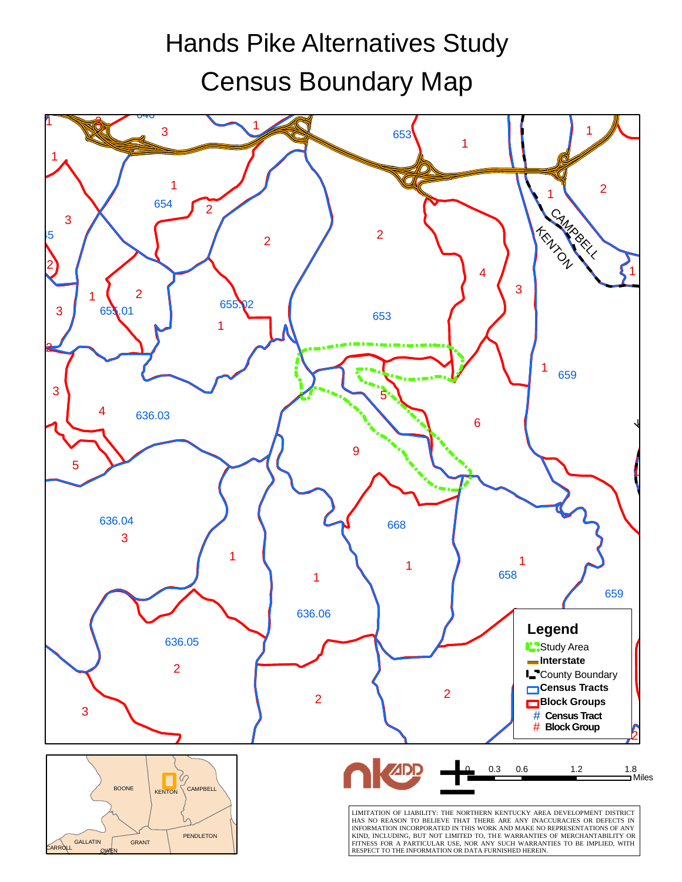# Hands Pike Alternatives Study

# Census Boundary Map

**Legend**

- Study Area
- Interstate
- County Boundary
- Census Tracts
- Block Groups
- # Census Tract
- # Block Group

0 0.3 0.6 1.2 1.8 Miles

LIMITATION OF LIABILITY: THE NORTHERN KENTUCKY AREA DEVELOPMENT DISTRICT HAS NO REASON TO BELIEVE THAT THERE ARE ANY INACCURACIES OR DEFECTS IN INFORMATION INCORPORATED IN THIS WORK AND MAKE NO REPRESENTATIONS OF ANY KIND, INCLUDING, BUT NOT LIMITED TO, THE WARRANTIES OF MERCHANTABILITY OR FITNESS FOR A PARTICULAR USE, NOR ANY SUCH WARRANTIES TO BE IMPLIED, WITH RESPECT TO THE INFORMATION OR DATA FURNISHED HEREIN.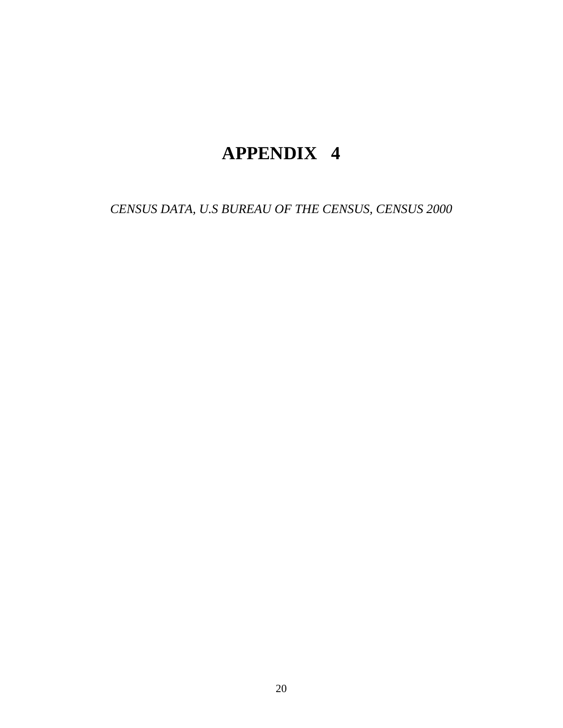# APPENDIX 4

*CENSUS DATA, U.S BUREAU OF THE CENSUS, CENSUS 2000*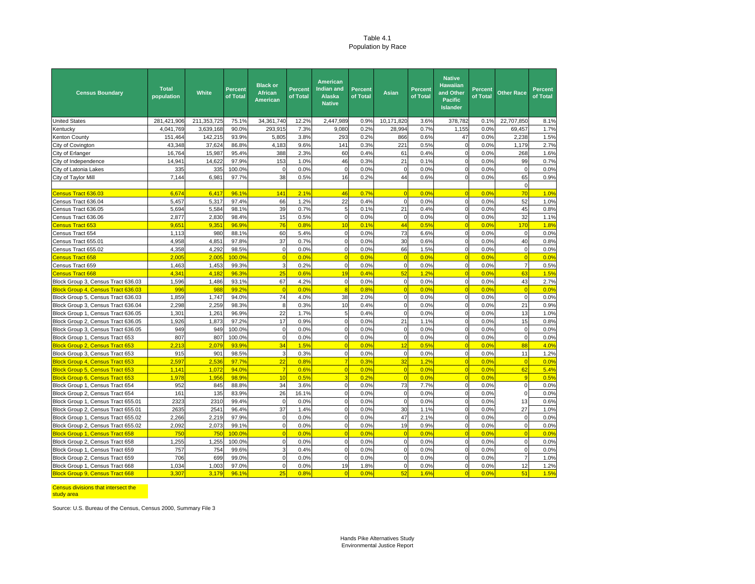Table 4.1
Population by Race

| Census Boundary | Total population | White | Percent of Total | Black or African American | Percent of Total | American Indian and Alaska Native | Percent of Total | Asian | Percent of Total | Native Hawaiian and Other Pacific Islander | Percent of Total | Other Race | Percent of Total |
|---|---|---|---|---|---|---|---|---|---|---|---|---|---|
| United States | 281,421,906 | 211,353,725 | 75.1% | 34,361,740 | 12.2% | 2,447,989 | 0.9% | 10,171,820 | 3.6% | 378,782 | 0.1% | 22,707,850 | 8.1% |
| Kentucky | 4,041,769 | 3,639,168 | 90.0% | 293,915 | 7.3% | 9,080 | 0.2% | 28,994 | 0.7% | 1,155 | 0.0% | 69,457 | 1.7% |
| Kenton County | 151,464 | 142,215 | 93.9% | 5,805 | 3.8% | 293 | 0.2% | 866 | 0.6% | 47 | 0.0% | 2,238 | 1.5% |
| City of Covington | 43,348 | 37,624 | 86.8% | 4,183 | 9.6% | 141 | 0.3% | 221 | 0.5% | 0 | 0.0% | 1,179 | 2.7% |
| City of Erlanger | 16,764 | 15,987 | 95.4% | 388 | 2.3% | 60 | 0.4% | 61 | 0.4% | 0 | 0.0% | 268 | 1.6% |
| City of Independence | 14,941 | 14,622 | 97.9% | 153 | 1.0% | 46 | 0.3% | 21 | 0.1% | 0 | 0.0% | 99 | 0.7% |
| City of Latonia Lakes | 335 | 335 | 100.0% | 0 | 0.0% | 0 | 0.0% | 0 | 0.0% | 0 | 0.0% | 0 | 0.0% |
| City of Taylor Mill | 7,144 | 6,981 | 97.7% | 38 | 0.5% | 16 | 0.2% | 44 | 0.6% | 0 | 0.0% | 65 | 0.9% |
| | | | | | | | | | | | | 0 | |
| Census Tract 636.03 | 6,674 | 6,417 | 96.1% | 141 | 2.1% | 46 | 0.7% | 0 | 0.0% | 0 | 0.0% | 70 | 1.0% |
| Census Tract 636.04 | 5,457 | 5,317 | 97.4% | 66 | 1.2% | 22 | 0.4% | 0 | 0.0% | 0 | 0.0% | 52 | 1.0% |
| Census Tract 636.05 | 5,694 | 5,584 | 98.1% | 39 | 0.7% | 5 | 0.1% | 21 | 0.4% | 0 | 0.0% | 45 | 0.8% |
| Census Tract 636.06 | 2,877 | 2,830 | 98.4% | 15 | 0.5% | 0 | 0.0% | 0 | 0.0% | 0 | 0.0% | 32 | 1.1% |
| Census Tract 653 | 9,651 | 9,351 | 96.9% | 76 | 0.8% | 10 | 0.1% | 44 | 0.5% | 0 | 0.0% | 170 | 1.8% |
| Census Tract 654 | 1,113 | 980 | 88.1% | 60 | 5.4% | 0 | 0.0% | 73 | 6.6% | 0 | 0.0% | 0 | 0.0% |
| Census Tract 655.01 | 4,958 | 4,851 | 97.8% | 37 | 0.7% | 0 | 0.0% | 30 | 0.6% | 0 | 0.0% | 40 | 0.8% |
| Census Tract 655.02 | 4,358 | 4,292 | 98.5% | 0 | 0.0% | 0 | 0.0% | 66 | 1.5% | 0 | 0.0% | 0 | 0.0% |
| Census Tract 658 | 2,005 | 2,005 | 100.0% | 0 | 0.0% | 0 | 0.0% | 0 | 0.0% | 0 | 0.0% | 0 | 0.0% |
| Census Tract 659 | 1,463 | 1,453 | 99.3% | 3 | 0.2% | 0 | 0.0% | 0 | 0.0% | 0 | 0.0% | 7 | 0.5% |
| Census Tract 668 | 4,341 | 4,182 | 96.3% | 25 | 0.6% | 19 | 0.4% | 52 | 1.2% | 0 | 0.0% | 63 | 1.5% |
| Block Group 3, Census Tract 636.03 | 1,596 | 1,486 | 93.1% | 67 | 4.2% | 0 | 0.0% | 0 | 0.0% | 0 | 0.0% | 43 | 2.7% |
| Block Group 4, Census Tract 636.03 | 996 | 988 | 99.2% | 0 | 0.0% | 8 | 0.8% | 0 | 0.0% | 0 | 0.0% | 0 | 0.0% |
| Block Group 5, Census Tract 636.03 | 1,859 | 1,747 | 94.0% | 74 | 4.0% | 38 | 2.0% | 0 | 0.0% | 0 | 0.0% | 0 | 0.0% |
| Block Group 3, Census Tract 636.04 | 2,298 | 2,259 | 98.3% | 8 | 0.3% | 10 | 0.4% | 0 | 0.0% | 0 | 0.0% | 21 | 0.9% |
| Block Group 1, Census Tract 636.05 | 1,301 | 1,261 | 96.9% | 22 | 1.7% | 5 | 0.4% | 0 | 0.0% | 0 | 0.0% | 13 | 1.0% |
| Block Group 2, Census Tract 636.05 | 1,926 | 1,873 | 97.2% | 17 | 0.9% | 0 | 0.0% | 21 | 1.1% | 0 | 0.0% | 15 | 0.8% |
| Block Group 3, Census Tract 636.05 | 949 | 949 | 100.0% | 0 | 0.0% | 0 | 0.0% | 0 | 0.0% | 0 | 0.0% | 0 | 0.0% |
| Block Group 1, Census Tract 653 | 807 | 807 | 100.0% | 0 | 0.0% | 0 | 0.0% | 0 | 0.0% | 0 | 0.0% | 0 | 0.0% |
| Block Group 2, Census Tract 653 | 2,213 | 2,079 | 93.9% | 34 | 1.5% | 0 | 0.0% | 12 | 0.5% | 0 | 0.0% | 88 | 4.0% |
| Block Group 3, Census Tract 653 | 915 | 901 | 98.5% | 3 | 0.3% | 0 | 0.0% | 0 | 0.0% | 0 | 0.0% | 11 | 1.2% |
| Block Group 4, Census Tract 653 | 2,597 | 2,536 | 97.7% | 22 | 0.8% | 7 | 0.3% | 32 | 1.2% | 0 | 0.0% | 0 | 0.0% |
| Block Group 5, Census Tract 653 | 1,141 | 1,072 | 94.0% | 7 | 0.6% | 0 | 0.0% | 0 | 0.0% | 0 | 0.0% | 62 | 5.4% |
| Block Group 6, Census Tract 653 | 1,978 | 1,956 | 98.9% | 10 | 0.5% | 3 | 0.2% | 0 | 0.0% | 0 | 0.0% | 9 | 0.5% |
| Block Group 1, Census Tract 654 | 952 | 845 | 88.8% | 34 | 3.6% | 0 | 0.0% | 73 | 7.7% | 0 | 0.0% | 0 | 0.0% |
| Block Group 2, Census Tract 654 | 161 | 135 | 83.9% | 26 | 16.1% | 0 | 0.0% | 0 | 0.0% | 0 | 0.0% | 0 | 0.0% |
| Block Group 1, Census Tract 655.01 | 2323 | 2310 | 99.4% | 0 | 0.0% | 0 | 0.0% | 0 | 0.0% | 0 | 0.0% | 13 | 0.6% |
| Block Group 2, Census Tract 655.01 | 2635 | 2541 | 96.4% | 37 | 1.4% | 0 | 0.0% | 30 | 1.1% | 0 | 0.0% | 27 | 1.0% |
| Block Group 1, Census Tract 655.02 | 2,266 | 2,219 | 97.9% | 0 | 0.0% | 0 | 0.0% | 47 | 2.1% | 0 | 0.0% | 0 | 0.0% |
| Block Group 2, Census Tract 655.02 | 2,092 | 2,073 | 99.1% | 0 | 0.0% | 0 | 0.0% | 19 | 0.9% | 0 | 0.0% | 0 | 0.0% |
| Block Group 1, Census Tract 658 | 750 | 750 | 100.0% | 0 | 0.0% | 0 | 0.0% | 0 | 0.0% | 0 | 0.0% | 0 | 0.0% |
| Block Group 2, Census Tract 658 | 1,255 | 1,255 | 100.0% | 0 | 0.0% | 0 | 0.0% | 0 | 0.0% | 0 | 0.0% | 0 | 0.0% |
| Block Group 1, Census Tract 659 | 757 | 754 | 99.6% | 3 | 0.4% | 0 | 0.0% | 0 | 0.0% | 0 | 0.0% | 0 | 0.0% |
| Block Group 2, Census Tract 659 | 706 | 699 | 99.0% | 0 | 0.0% | 0 | 0.0% | 0 | 0.0% | 0 | 0.0% | 7 | 1.0% |
| Block Group 1, Census Tract 668 | 1,034 | 1,003 | 97.0% | 0 | 0.0% | 19 | 1.8% | 0 | 0.0% | 0 | 0.0% | 12 | 1.2% |
| Block Group 9, Census Tract 668 | 3,307 | 3,179 | 96.1% | 25 | 0.8% | 0 | 0.0% | 52 | 1.6% | 0 | 0.0% | 51 | 1.5% |

Census divisions that intersect the study area

Source: U.S. Bureau of the Census, Census 2000, Summary File 3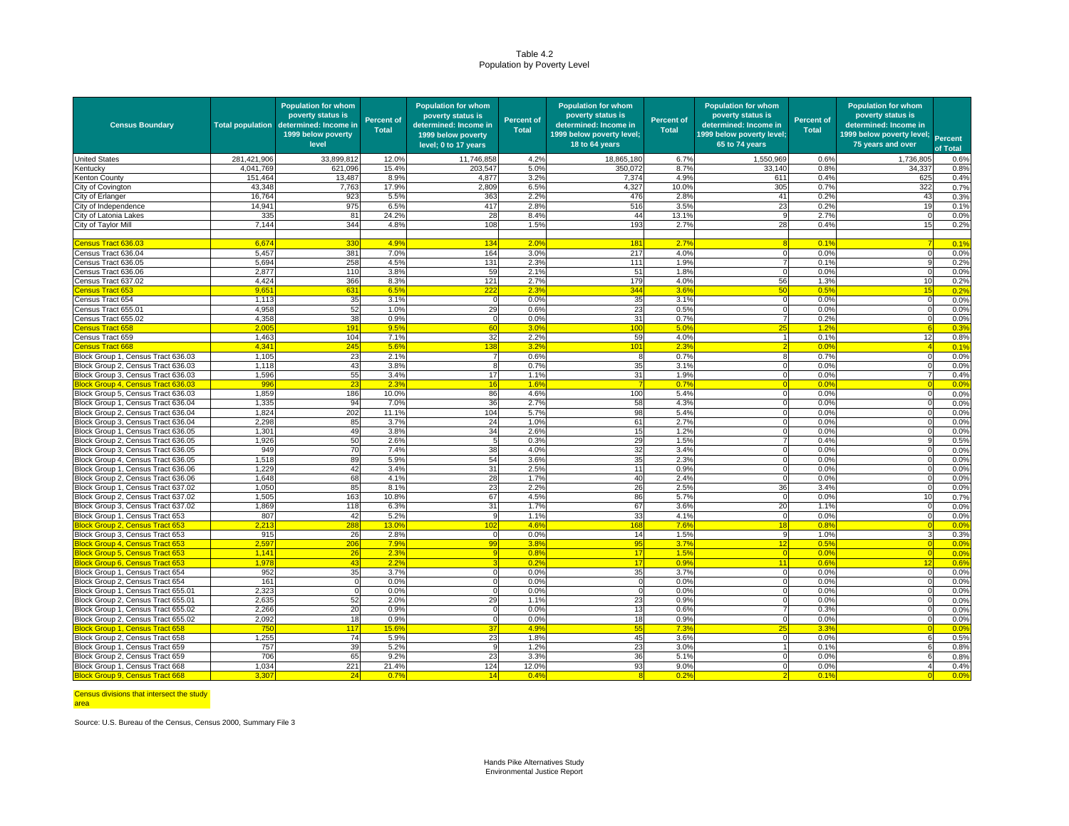Table 4.2
Population by Poverty Level

| Census Boundary | Total population | Population for whom poverty status is determined: Income in 1999 below poverty level | Percent of Total | Population for whom poverty status is determined: Income in 1999 below poverty level; 0 to 17 years | Percent of Total | Population for whom poverty status is determined: Income in 1999 below poverty level; 18 to 64 years | Percent of Total | Population for whom poverty status is determined: Income in 1999 below poverty level; 65 to 74 years | Percent of Total | Population for whom poverty status is determined: Income in 1999 below poverty level; 75 years and over | Percent of Total |
|---|---|---|---|---|---|---|---|---|---|---|---|
| United States | 281,421,906 | 33,899,812 | 12.0% | 11,746,858 | 4.2% | 18,865,180 | 6.7% | 1,550,969 | 0.6% | 1,736,805 | 0.6% |
| Kentucky | 4,041,769 | 621,096 | 15.4% | 203,547 | 5.0% | 350,072 | 8.7% | 33,140 | 0.8% | 34,337 | 0.8% |
| Kenton County | 151,464 | 13,487 | 8.9% | 4,877 | 3.2% | 7,374 | 4.9% | 611 | 0.4% | 625 | 0.4% |
| City of Covington | 43,348 | 7,763 | 17.9% | 2,809 | 6.5% | 4,327 | 10.0% | 305 | 0.7% | 322 | 0.7% |
| City of Erlanger | 16,764 | 923 | 5.5% | 363 | 2.2% | 476 | 2.8% | 41 | 0.2% | 43 | 0.3% |
| City of Independence | 14,941 | 975 | 6.5% | 417 | 2.8% | 516 | 3.5% | 23 | 0.2% | 19 | 0.1% |
| City of Latonia Lakes | 335 | 81 | 24.2% | 28 | 8.4% | 44 | 13.1% | 9 | 2.7% | 0 | 0.0% |
| City of Taylor Mill | 7,144 | 344 | 4.8% | 108 | 1.5% | 193 | 2.7% | 28 | 0.4% | 15 | 0.2% |
| | | | | | | | | | | | |
| Census Tract 636.03 | 6,674 | 330 | 4.9% | 134 | 2.0% | 181 | 2.7% | 8 | 0.1% | 7 | 0.1% |
| Census Tract 636.04 | 5,457 | 381 | 7.0% | 164 | 3.0% | 217 | 4.0% | 0 | 0.0% | 0 | 0.0% |
| Census Tract 636.05 | 5,694 | 258 | 4.5% | 131 | 2.3% | 111 | 1.9% | 7 | 0.1% | 9 | 0.2% |
| Census Tract 636.06 | 2,877 | 110 | 3.8% | 59 | 2.1% | 51 | 1.8% | 0 | 0.0% | 0 | 0.0% |
| Census Tract 637.02 | 4,424 | 366 | 8.3% | 121 | 2.7% | 179 | 4.0% | 56 | 1.3% | 10 | 0.2% |
| Census Tract 653 | 9,651 | 631 | 6.5% | 222 | 2.3% | 344 | 3.6% | 50 | 0.5% | 15 | 0.2% |
| Census Tract 654 | 1,113 | 35 | 3.1% | 0 | 0.0% | 35 | 3.1% | 0 | 0.0% | 0 | 0.0% |
| Census Tract 655.01 | 4,958 | 52 | 1.0% | 29 | 0.6% | 23 | 0.5% | 0 | 0.0% | 0 | 0.0% |
| Census Tract 655.02 | 4,358 | 38 | 0.9% | 0 | 0.0% | 31 | 0.7% | 7 | 0.2% | 0 | 0.0% |
| Census Tract 658 | 2,005 | 191 | 9.5% | 60 | 3.0% | 100 | 5.0% | 25 | 1.2% | 6 | 0.3% |
| Census Tract 659 | 1,463 | 104 | 7.1% | 32 | 2.2% | 59 | 4.0% | 1 | 0.1% | 12 | 0.8% |
| Census Tract 668 | 4,341 | 245 | 5.6% | 138 | 3.2% | 101 | 2.3% | 2 | 0.0% | 4 | 0.1% |
| Block Group 1, Census Tract 636.03 | 1,105 | 23 | 2.1% | 7 | 0.6% | 8 | 0.7% | 8 | 0.7% | 0 | 0.0% |
| Block Group 2, Census Tract 636.03 | 1,118 | 43 | 3.8% | 8 | 0.7% | 35 | 3.1% | 0 | 0.0% | 0 | 0.0% |
| Block Group 3, Census Tract 636.03 | 1,596 | 55 | 3.4% | 17 | 1.1% | 31 | 1.9% | 0 | 0.0% | 7 | 0.4% |
| Block Group 4, Census Tract 636.03 | 996 | 23 | 2.3% | 16 | 1.6% | 7 | 0.7% | 0 | 0.0% | 0 | 0.0% |
| Block Group 5, Census Tract 636.03 | 1,859 | 186 | 10.0% | 86 | 4.6% | 100 | 5.4% | 0 | 0.0% | 0 | 0.0% |
| Block Group 1, Census Tract 636.04 | 1,335 | 94 | 7.0% | 36 | 2.7% | 58 | 4.3% | 0 | 0.0% | 0 | 0.0% |
| Block Group 2, Census Tract 636.04 | 1,824 | 202 | 11.1% | 104 | 5.7% | 98 | 5.4% | 0 | 0.0% | 0 | 0.0% |
| Block Group 3, Census Tract 636.04 | 2,298 | 85 | 3.7% | 24 | 1.0% | 61 | 2.7% | 0 | 0.0% | 0 | 0.0% |
| Block Group 1, Census Tract 636.05 | 1,301 | 49 | 3.8% | 34 | 2.6% | 15 | 1.2% | 0 | 0.0% | 0 | 0.0% |
| Block Group 2, Census Tract 636.05 | 1,926 | 50 | 2.6% | 5 | 0.3% | 29 | 1.5% | 7 | 0.4% | 9 | 0.5% |
| Block Group 3, Census Tract 636.05 | 949 | 70 | 7.4% | 38 | 4.0% | 32 | 3.4% | 0 | 0.0% | 0 | 0.0% |
| Block Group 4, Census Tract 636.05 | 1,518 | 89 | 5.9% | 54 | 3.6% | 35 | 2.3% | 0 | 0.0% | 0 | 0.0% |
| Block Group 1, Census Tract 636.06 | 1,229 | 42 | 3.4% | 31 | 2.5% | 11 | 0.9% | 0 | 0.0% | 0 | 0.0% |
| Block Group 2, Census Tract 636.06 | 1,648 | 68 | 4.1% | 28 | 1.7% | 40 | 2.4% | 0 | 0.0% | 0 | 0.0% |
| Block Group 1, Census Tract 637.02 | 1,050 | 85 | 8.1% | 23 | 2.2% | 26 | 2.5% | 36 | 3.4% | 0 | 0.0% |
| Block Group 2, Census Tract 637.02 | 1,505 | 163 | 10.8% | 67 | 4.5% | 86 | 5.7% | 0 | 0.0% | 10 | 0.7% |
| Block Group 3, Census Tract 637.02 | 1,869 | 118 | 6.3% | 31 | 1.7% | 67 | 3.6% | 20 | 1.1% | 0 | 0.0% |
| Block Group 1, Census Tract 653 | 807 | 42 | 5.2% | 9 | 1.1% | 33 | 4.1% | 0 | 0.0% | 0 | 0.0% |
| Block Group 2, Census Tract 653 | 2,213 | 288 | 13.0% | 102 | 4.6% | 168 | 7.6% | 18 | 0.8% | 0 | 0.0% |
| Block Group 3, Census Tract 653 | 915 | 26 | 2.8% | 0 | 0.0% | 14 | 1.5% | 9 | 1.0% | 3 | 0.3% |
| Block Group 4, Census Tract 653 | 2,597 | 206 | 7.9% | 99 | 3.8% | 95 | 3.7% | 12 | 0.5% | 0 | 0.0% |
| Block Group 5, Census Tract 653 | 1,141 | 26 | 2.3% | 9 | 0.8% | 17 | 1.5% | 0 | 0.0% | 0 | 0.0% |
| Block Group 6, Census Tract 653 | 1,978 | 43 | 2.2% | 3 | 0.2% | 17 | 0.9% | 11 | 0.6% | 12 | 0.6% |
| Block Group 1, Census Tract 654 | 952 | 35 | 3.7% | 0 | 0.0% | 35 | 3.7% | 0 | 0.0% | 0 | 0.0% |
| Block Group 2, Census Tract 654 | 161 | 0 | 0.0% | 0 | 0.0% | 0 | 0.0% | 0 | 0.0% | 0 | 0.0% |
| Block Group 1, Census Tract 655.01 | 2,323 | 0 | 0.0% | 0 | 0.0% | 0 | 0.0% | 0 | 0.0% | 0 | 0.0% |
| Block Group 2, Census Tract 655.01 | 2,635 | 52 | 2.0% | 29 | 1.1% | 23 | 0.9% | 0 | 0.0% | 0 | 0.0% |
| Block Group 1, Census Tract 655.02 | 2,266 | 20 | 0.9% | 0 | 0.0% | 13 | 0.6% | 7 | 0.3% | 0 | 0.0% |
| Block Group 2, Census Tract 655.02 | 2,092 | 18 | 0.9% | 0 | 0.0% | 18 | 0.9% | 0 | 0.0% | 0 | 0.0% |
| Block Group 1, Census Tract 658 | 750 | 117 | 15.6% | 37 | 4.9% | 55 | 7.3% | 25 | 3.3% | 0 | 0.0% |
| Block Group 2, Census Tract 658 | 1,255 | 74 | 5.9% | 23 | 1.8% | 45 | 3.6% | 0 | 0.0% | 6 | 0.5% |
| Block Group 1, Census Tract 659 | 757 | 39 | 5.2% | 9 | 1.2% | 23 | 3.0% | 1 | 0.1% | 6 | 0.8% |
| Block Group 2, Census Tract 659 | 706 | 65 | 9.2% | 23 | 3.3% | 36 | 5.1% | 0 | 0.0% | 6 | 0.8% |
| Block Group 1, Census Tract 668 | 1,034 | 221 | 21.4% | 124 | 12.0% | 93 | 9.0% | 0 | 0.0% | 4 | 0.4% |
| Block Group 9, Census Tract 668 | 3,307 | 24 | 0.7% | 14 | 0.4% | 8 | 0.2% | 2 | 0.1% | 0 | 0.0% |

Census divisions that intersect the study area

Source: U.S. Bureau of the Census, Census 2000, Summary File 3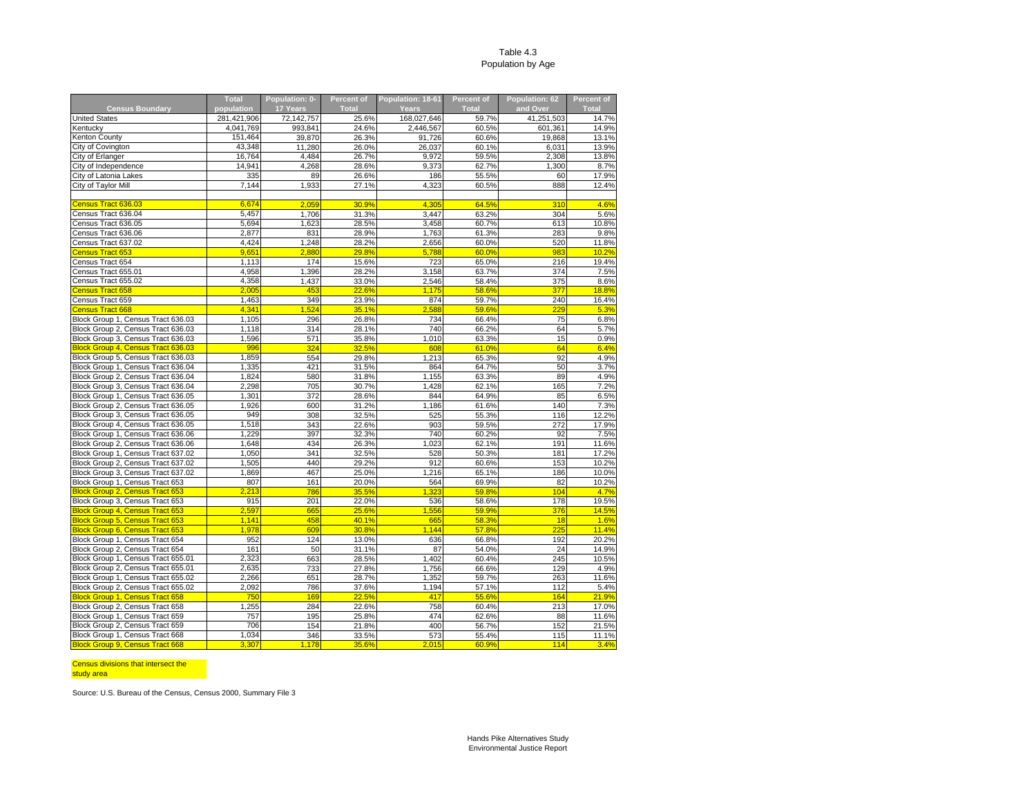Table 4.3
Population by Age

| Census Boundary | Total population | Population: 0-17 Years | Percent of Total | Population: 18-61 Years | Percent of Total | Population: 62 and Over | Percent of Total |
|---|---|---|---|---|---|---|---|
| United States | 281,421,906 | 72,142,757 | 25.6% | 168,027,646 | 59.7% | 41,251,503 | 14.7% |
| Kentucky | 4,041,769 | 993,841 | 24.6% | 2,446,567 | 60.5% | 601,361 | 14.9% |
| Kenton County | 151,464 | 39,870 | 26.3% | 91,726 | 60.6% | 19,868 | 13.1% |
| City of Covington | 43,348 | 11,280 | 26.0% | 26,037 | 60.1% | 6,031 | 13.9% |
| City of Erlanger | 16,764 | 4,484 | 26.7% | 9,972 | 59.5% | 2,308 | 13.8% |
| City of Independence | 14,941 | 4,268 | 28.6% | 9,373 | 62.7% | 1,300 | 8.7% |
| City of Latonia Lakes | 335 | 89 | 26.6% | 186 | 55.5% | 60 | 17.9% |
| City of Taylor Mill | 7,144 | 1,933 | 27.1% | 4,323 | 60.5% | 888 | 12.4% |
| | | | | | | | |
| Census Tract 636.03 | 6,674 | 2,059 | 30.9% | 4,305 | 64.5% | 310 | 4.6% |
| Census Tract 636.04 | 5,457 | 1,706 | 31.3% | 3,447 | 63.2% | 304 | 5.6% |
| Census Tract 636.05 | 5,694 | 1,623 | 28.5% | 3,458 | 60.7% | 613 | 10.8% |
| Census Tract 636.06 | 2,877 | 831 | 28.9% | 1,763 | 61.3% | 283 | 9.8% |
| Census Tract 637.02 | 4,424 | 1,248 | 28.2% | 2,656 | 60.0% | 520 | 11.8% |
| Census Tract 653 | 9,651 | 2,880 | 29.8% | 5,788 | 60.0% | 983 | 10.2% |
| Census Tract 654 | 1,113 | 174 | 15.6% | 723 | 65.0% | 216 | 19.4% |
| Census Tract 655.01 | 4,958 | 1,396 | 28.2% | 3,158 | 63.7% | 374 | 7.5% |
| Census Tract 655.02 | 4,358 | 1,437 | 33.0% | 2,546 | 58.4% | 375 | 8.6% |
| Census Tract 658 | 2,005 | 453 | 22.6% | 1,175 | 58.6% | 377 | 18.8% |
| Census Tract 659 | 1,463 | 349 | 23.9% | 874 | 59.7% | 240 | 16.4% |
| Census Tract 668 | 4,341 | 1,524 | 35.1% | 2,588 | 59.6% | 229 | 5.3% |
| Block Group 1, Census Tract 636.03 | 1,105 | 296 | 26.8% | 734 | 66.4% | 75 | 6.8% |
| Block Group 2, Census Tract 636.03 | 1,118 | 314 | 28.1% | 740 | 66.2% | 64 | 5.7% |
| Block Group 3, Census Tract 636.03 | 1,596 | 571 | 35.8% | 1,010 | 63.3% | 15 | 0.9% |
| Block Group 4, Census Tract 636.03 | 996 | 324 | 32.5% | 608 | 61.0% | 64 | 6.4% |
| Block Group 5, Census Tract 636.03 | 1,859 | 554 | 29.8% | 1,213 | 65.3% | 92 | 4.9% |
| Block Group 1, Census Tract 636.04 | 1,335 | 421 | 31.5% | 864 | 64.7% | 50 | 3.7% |
| Block Group 2, Census Tract 636.04 | 1,824 | 580 | 31.8% | 1,155 | 63.3% | 89 | 4.9% |
| Block Group 3, Census Tract 636.04 | 2,298 | 705 | 30.7% | 1,428 | 62.1% | 165 | 7.2% |
| Block Group 1, Census Tract 636.05 | 1,301 | 372 | 28.6% | 844 | 64.9% | 85 | 6.5% |
| Block Group 2, Census Tract 636.05 | 1,926 | 600 | 31.2% | 1,186 | 61.6% | 140 | 7.3% |
| Block Group 3, Census Tract 636.05 | 949 | 308 | 32.5% | 525 | 55.3% | 116 | 12.2% |
| Block Group 4, Census Tract 636.05 | 1,518 | 343 | 22.6% | 903 | 59.5% | 272 | 17.9% |
| Block Group 1, Census Tract 636.06 | 1,229 | 397 | 32.3% | 740 | 60.2% | 92 | 7.5% |
| Block Group 2, Census Tract 636.06 | 1,648 | 434 | 26.3% | 1,023 | 62.1% | 191 | 11.6% |
| Block Group 1, Census Tract 637.02 | 1,050 | 341 | 32.5% | 528 | 50.3% | 181 | 17.2% |
| Block Group 2, Census Tract 637.02 | 1,505 | 440 | 29.2% | 912 | 60.6% | 153 | 10.2% |
| Block Group 3, Census Tract 637.02 | 1,869 | 467 | 25.0% | 1,216 | 65.1% | 186 | 10.0% |
| Block Group 1, Census Tract 653 | 807 | 161 | 20.0% | 564 | 69.9% | 82 | 10.2% |
| Block Group 2, Census Tract 653 | 2,213 | 786 | 35.5% | 1,323 | 59.8% | 104 | 4.7% |
| Block Group 3, Census Tract 653 | 915 | 201 | 22.0% | 536 | 58.6% | 178 | 19.5% |
| Block Group 4, Census Tract 653 | 2,597 | 665 | 25.6% | 1,556 | 59.9% | 376 | 14.5% |
| Block Group 5, Census Tract 653 | 1,141 | 458 | 40.1% | 665 | 58.3% | 18 | 1.6% |
| Block Group 6, Census Tract 653 | 1,978 | 609 | 30.8% | 1,144 | 57.8% | 225 | 11.4% |
| Block Group 1, Census Tract 654 | 952 | 124 | 13.0% | 636 | 66.8% | 192 | 20.2% |
| Block Group 2, Census Tract 654 | 161 | 50 | 31.1% | 87 | 54.0% | 24 | 14.9% |
| Block Group 1, Census Tract 655.01 | 2,323 | 663 | 28.5% | 1,402 | 60.4% | 245 | 10.5% |
| Block Group 2, Census Tract 655.01 | 2,635 | 733 | 27.8% | 1,756 | 66.6% | 129 | 4.9% |
| Block Group 1, Census Tract 655.02 | 2,266 | 651 | 28.7% | 1,352 | 59.7% | 263 | 11.6% |
| Block Group 2, Census Tract 655.02 | 2,092 | 786 | 37.6% | 1,194 | 57.1% | 112 | 5.4% |
| Block Group 1, Census Tract 658 | 750 | 169 | 22.5% | 417 | 55.6% | 164 | 21.9% |
| Block Group 2, Census Tract 658 | 1,255 | 284 | 22.6% | 758 | 60.4% | 213 | 17.0% |
| Block Group 1, Census Tract 659 | 757 | 195 | 25.8% | 474 | 62.6% | 88 | 11.6% |
| Block Group 2, Census Tract 659 | 706 | 154 | 21.8% | 400 | 56.7% | 152 | 21.5% |
| Block Group 1, Census Tract 668 | 1,034 | 346 | 33.5% | 573 | 55.4% | 115 | 11.1% |
| Block Group 9, Census Tract 668 | 3,307 | 1,178 | 35.6% | 2,015 | 60.9% | 114 | 3.4% |

Census divisions that intersect the study area

Source: U.S. Bureau of the Census, Census 2000, Summary File 3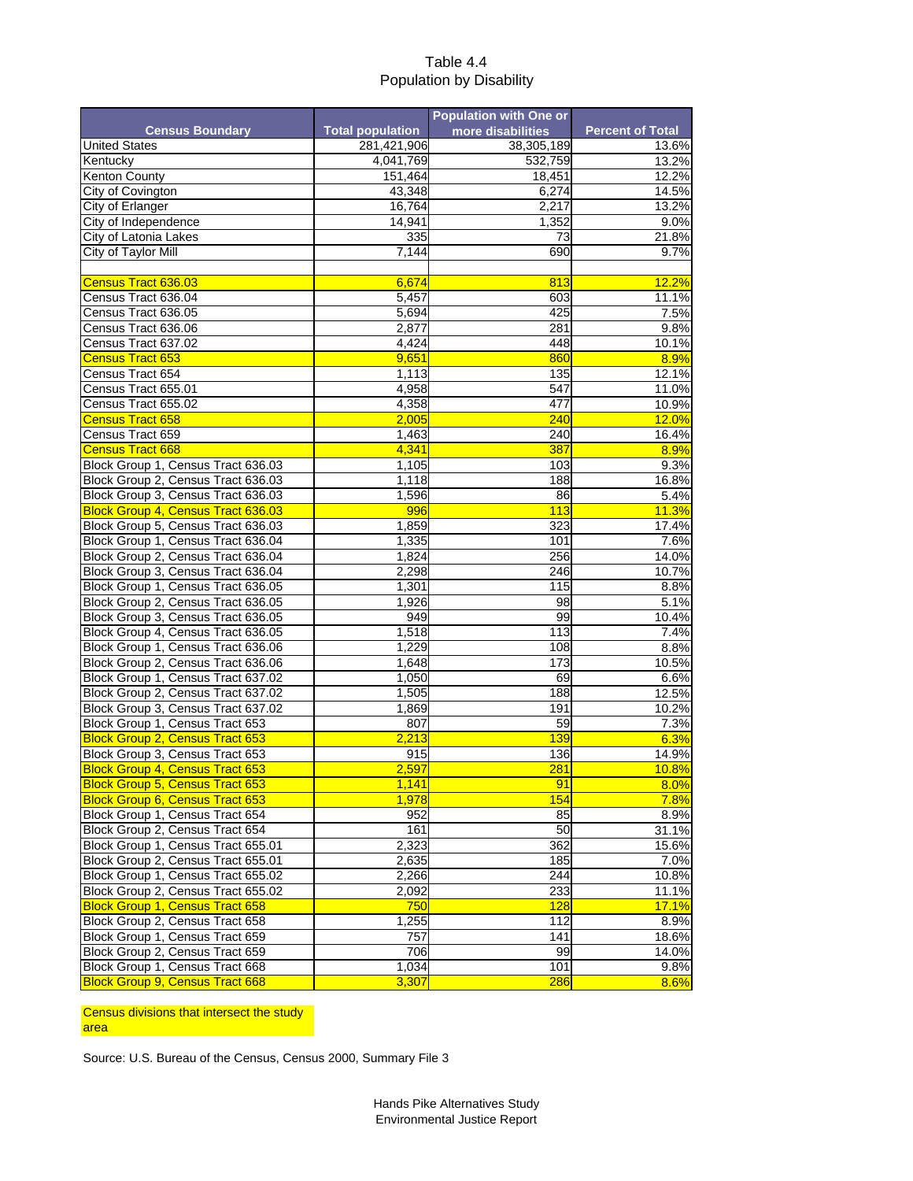# Table 4.4
## Population by Disability

| Census Boundary | Total population | Population with One or more disabilities | Percent of Total |
|---|---|---|---|
| United States | 281,421,906 | 38,305,189 | 13.6% |
| Kentucky | 4,041,769 | 532,759 | 13.2% |
| Kenton County | 151,464 | 18,451 | 12.2% |
| City of Covington | 43,348 | 6,274 | 14.5% |
| City of Erlanger | 16,764 | 2,217 | 13.2% |
| City of Independence | 14,941 | 1,352 | 9.0% |
| City of Latonia Lakes | 335 | 73 | 21.8% |
| City of Taylor Mill | 7,144 | 690 | 9.7% |
| | | | |
| Census Tract 636.03 | 6,674 | 813 | 12.2% |
| Census Tract 636.04 | 5,457 | 603 | 11.1% |
| Census Tract 636.05 | 5,694 | 425 | 7.5% |
| Census Tract 636.06 | 2,877 | 281 | 9.8% |
| Census Tract 637.02 | 4,424 | 448 | 10.1% |
| Census Tract 653 | 9,651 | 860 | 8.9% |
| Census Tract 654 | 1,113 | 135 | 12.1% |
| Census Tract 655.01 | 4,958 | 547 | 11.0% |
| Census Tract 655.02 | 4,358 | 477 | 10.9% |
| Census Tract 658 | 2,005 | 240 | 12.0% |
| Census Tract 659 | 1,463 | 240 | 16.4% |
| Census Tract 668 | 4,341 | 387 | 8.9% |
| Block Group 1, Census Tract 636.03 | 1,105 | 103 | 9.3% |
| Block Group 2, Census Tract 636.03 | 1,118 | 188 | 16.8% |
| Block Group 3, Census Tract 636.03 | 1,596 | 86 | 5.4% |
| Block Group 4, Census Tract 636.03 | 996 | 113 | 11.3% |
| Block Group 5, Census Tract 636.03 | 1,859 | 323 | 17.4% |
| Block Group 1, Census Tract 636.04 | 1,335 | 101 | 7.6% |
| Block Group 2, Census Tract 636.04 | 1,824 | 256 | 14.0% |
| Block Group 3, Census Tract 636.04 | 2,298 | 246 | 10.7% |
| Block Group 1, Census Tract 636.05 | 1,301 | 115 | 8.8% |
| Block Group 2, Census Tract 636.05 | 1,926 | 98 | 5.1% |
| Block Group 3, Census Tract 636.05 | 949 | 99 | 10.4% |
| Block Group 4, Census Tract 636.05 | 1,518 | 113 | 7.4% |
| Block Group 1, Census Tract 636.06 | 1,229 | 108 | 8.8% |
| Block Group 2, Census Tract 636.06 | 1,648 | 173 | 10.5% |
| Block Group 1, Census Tract 637.02 | 1,050 | 69 | 6.6% |
| Block Group 2, Census Tract 637.02 | 1,505 | 188 | 12.5% |
| Block Group 3, Census Tract 637.02 | 1,869 | 191 | 10.2% |
| Block Group 1, Census Tract 653 | 807 | 59 | 7.3% |
| Block Group 2, Census Tract 653 | 2,213 | 139 | 6.3% |
| Block Group 3, Census Tract 653 | 915 | 136 | 14.9% |
| Block Group 4, Census Tract 653 | 2,597 | 281 | 10.8% |
| Block Group 5, Census Tract 653 | 1,141 | 91 | 8.0% |
| Block Group 6, Census Tract 653 | 1,978 | 154 | 7.8% |
| Block Group 1, Census Tract 654 | 952 | 85 | 8.9% |
| Block Group 2, Census Tract 654 | 161 | 50 | 31.1% |
| Block Group 1, Census Tract 655.01 | 2,323 | 362 | 15.6% |
| Block Group 2, Census Tract 655.01 | 2,635 | 185 | 7.0% |
| Block Group 1, Census Tract 655.02 | 2,266 | 244 | 10.8% |
| Block Group 2, Census Tract 655.02 | 2,092 | 233 | 11.1% |
| Block Group 1, Census Tract 658 | 750 | 128 | 17.1% |
| Block Group 2, Census Tract 658 | 1,255 | 112 | 8.9% |
| Block Group 1, Census Tract 659 | 757 | 141 | 18.6% |
| Block Group 2, Census Tract 659 | 706 | 99 | 14.0% |
| Block Group 1, Census Tract 668 | 1,034 | 101 | 9.8% |
| Block Group 9, Census Tract 668 | 3,307 | 286 | 8.6% |

Census divisions that intersect the study area

Source: U.S. Bureau of the Census, Census 2000, Summary File 3